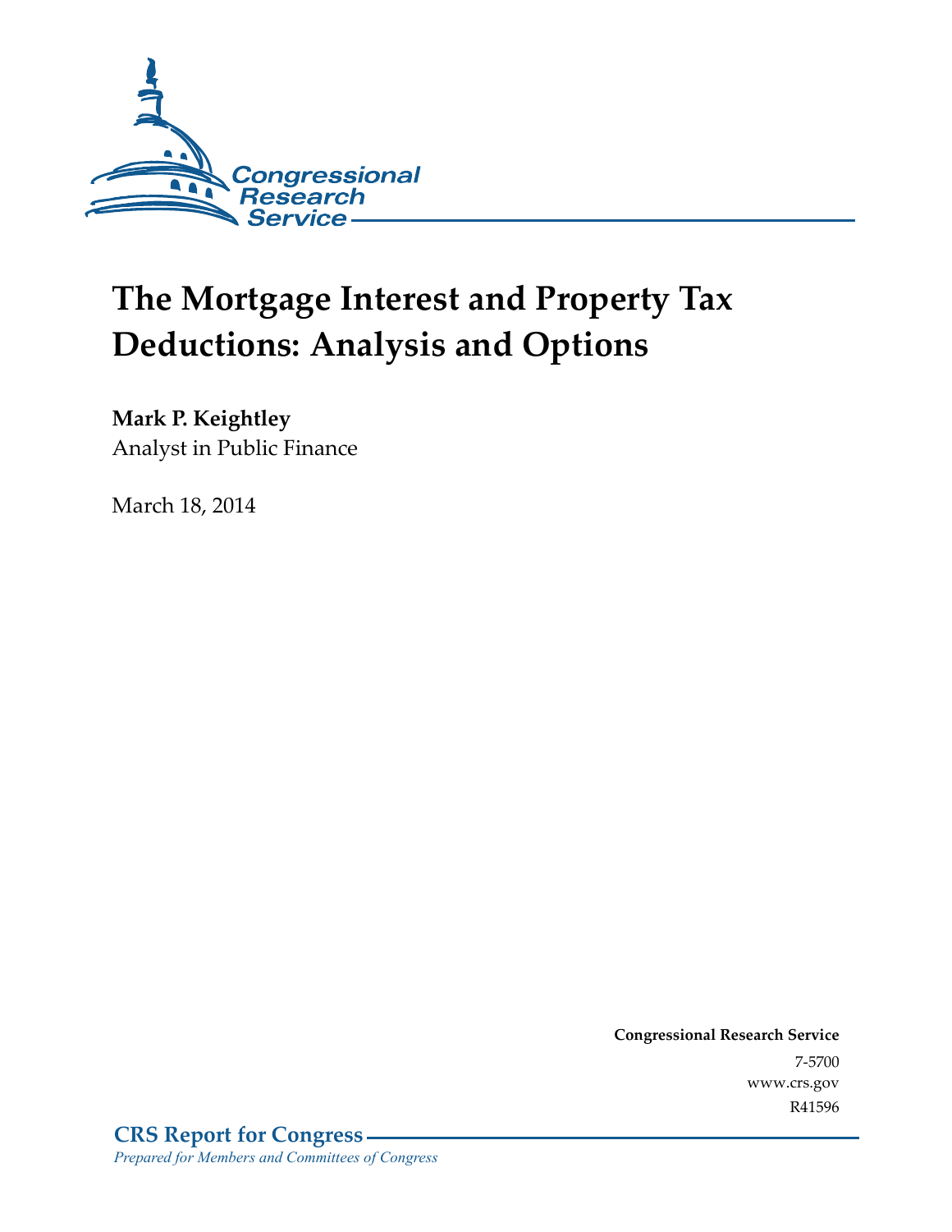Congressional Research Service

# The Mortgage Interest and Property Tax Deductions: Analysis and Options

**Mark P. Keightley**
Analyst in Public Finance

March 18, 2014

**Congressional Research Service**
7-5700
www.crs.gov
R41596

**CRS Report for Congress**
*Prepared for Members and Committees of Congress*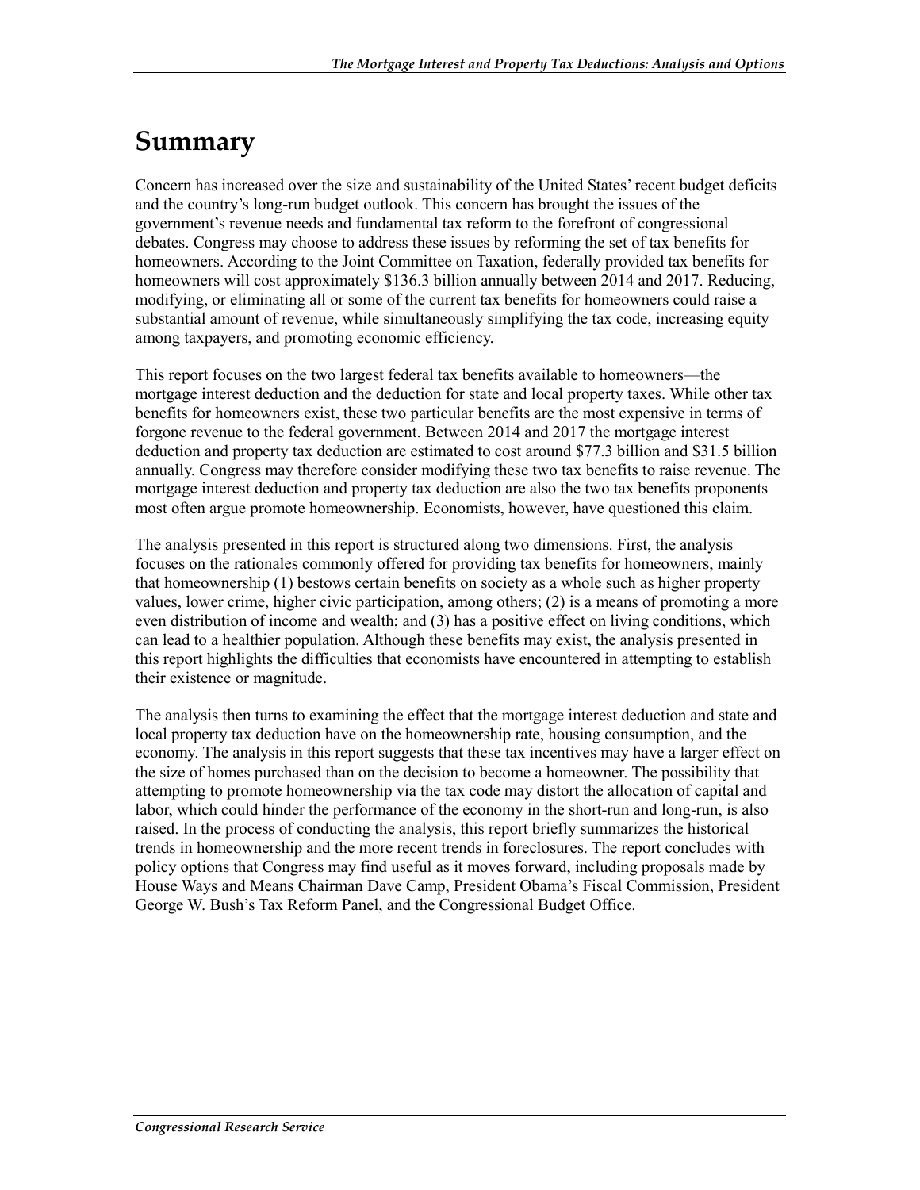# Summary

Concern has increased over the size and sustainability of the United States' recent budget deficits and the country's long-run budget outlook. This concern has brought the issues of the government's revenue needs and fundamental tax reform to the forefront of congressional debates. Congress may choose to address these issues by reforming the set of tax benefits for homeowners. According to the Joint Committee on Taxation, federally provided tax benefits for homeowners will cost approximately $136.3 billion annually between 2014 and 2017. Reducing, modifying, or eliminating all or some of the current tax benefits for homeowners could raise a substantial amount of revenue, while simultaneously simplifying the tax code, increasing equity among taxpayers, and promoting economic efficiency.

This report focuses on the two largest federal tax benefits available to homeowners—the mortgage interest deduction and the deduction for state and local property taxes. While other tax benefits for homeowners exist, these two particular benefits are the most expensive in terms of forgone revenue to the federal government. Between 2014 and 2017 the mortgage interest deduction and property tax deduction are estimated to cost around $77.3 billion and $31.5 billion annually. Congress may therefore consider modifying these two tax benefits to raise revenue. The mortgage interest deduction and property tax deduction are also the two tax benefits proponents most often argue promote homeownership. Economists, however, have questioned this claim.

The analysis presented in this report is structured along two dimensions. First, the analysis focuses on the rationales commonly offered for providing tax benefits for homeowners, mainly that homeownership (1) bestows certain benefits on society as a whole such as higher property values, lower crime, higher civic participation, among others; (2) is a means of promoting a more even distribution of income and wealth; and (3) has a positive effect on living conditions, which can lead to a healthier population. Although these benefits may exist, the analysis presented in this report highlights the difficulties that economists have encountered in attempting to establish their existence or magnitude.

The analysis then turns to examining the effect that the mortgage interest deduction and state and local property tax deduction have on the homeownership rate, housing consumption, and the economy. The analysis in this report suggests that these tax incentives may have a larger effect on the size of homes purchased than on the decision to become a homeowner. The possibility that attempting to promote homeownership via the tax code may distort the allocation of capital and labor, which could hinder the performance of the economy in the short-run and long-run, is also raised. In the process of conducting the analysis, this report briefly summarizes the historical trends in homeownership and the more recent trends in foreclosures. The report concludes with policy options that Congress may find useful as it moves forward, including proposals made by House Ways and Means Chairman Dave Camp, President Obama's Fiscal Commission, President George W. Bush's Tax Reform Panel, and the Congressional Budget Office.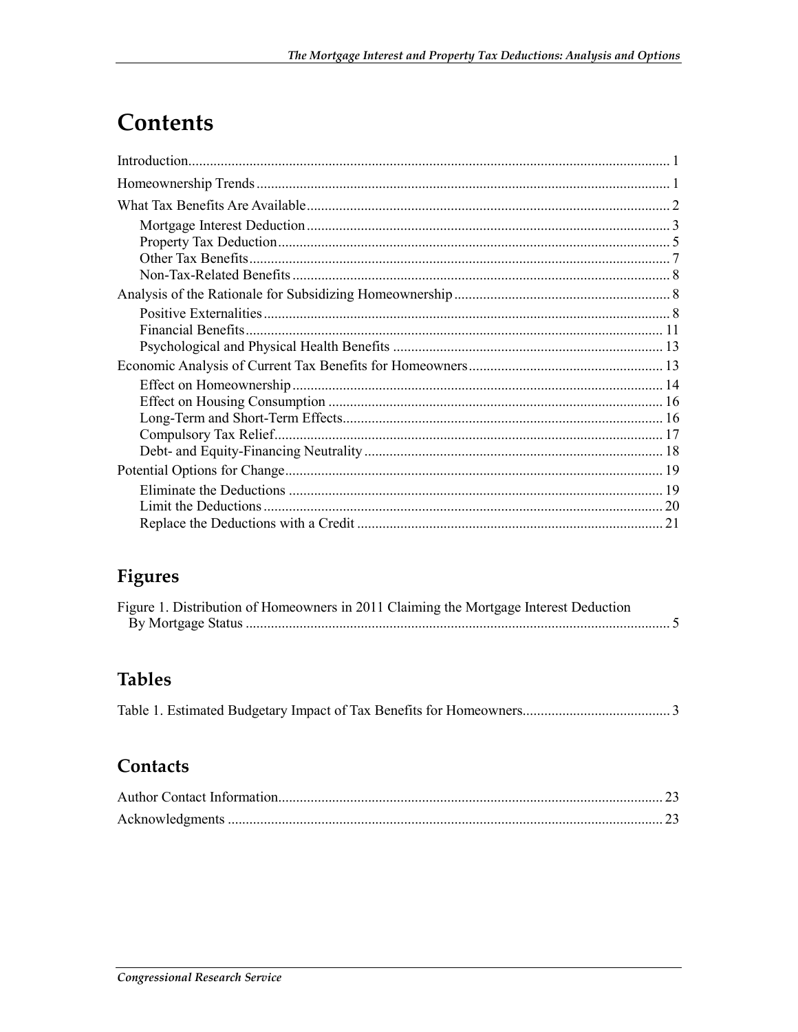# Contents

Introduction .................................................................................................................................... 1

Homeownership Trends .................................................................................................................. 1

What Tax Benefits Are Available .................................................................................................... 2

- Mortgage Interest Deduction .................................................................................................... 3
- Property Tax Deduction ............................................................................................................ 5
- Other Tax Benefits .................................................................................................................... 7
- Non-Tax-Related Benefits ........................................................................................................ 8

Analysis of the Rationale for Subsidizing Homeownership ............................................................ 8

- Positive Externalities ................................................................................................................ 8
- Financial Benefits .................................................................................................................... 11
- Psychological and Physical Health Benefits ........................................................................... 13

Economic Analysis of Current Tax Benefits for Homeowners ...................................................... 13

- Effect on Homeownership ...................................................................................................... 14
- Effect on Housing Consumption ............................................................................................ 16
- Long-Term and Short-Term Effects ........................................................................................ 16
- Compulsory Tax Relief ........................................................................................................... 17
- Debt- and Equity-Financing Neutrality .................................................................................. 18

Potential Options for Change ........................................................................................................ 19

- Eliminate the Deductions ....................................................................................................... 19
- Limit the Deductions .............................................................................................................. 20
- Replace the Deductions with a Credit .................................................................................... 21

## Figures

Figure 1. Distribution of Homeowners in 2011 Claiming the Mortgage Interest Deduction By Mortgage Status ..................................................................................................................... 5

## Tables

Table 1. Estimated Budgetary Impact of Tax Benefits for Homeowners ......................................... 3

## Contacts

Author Contact Information ........................................................................................................... 23

Acknowledgments ......................................................................................................................... 23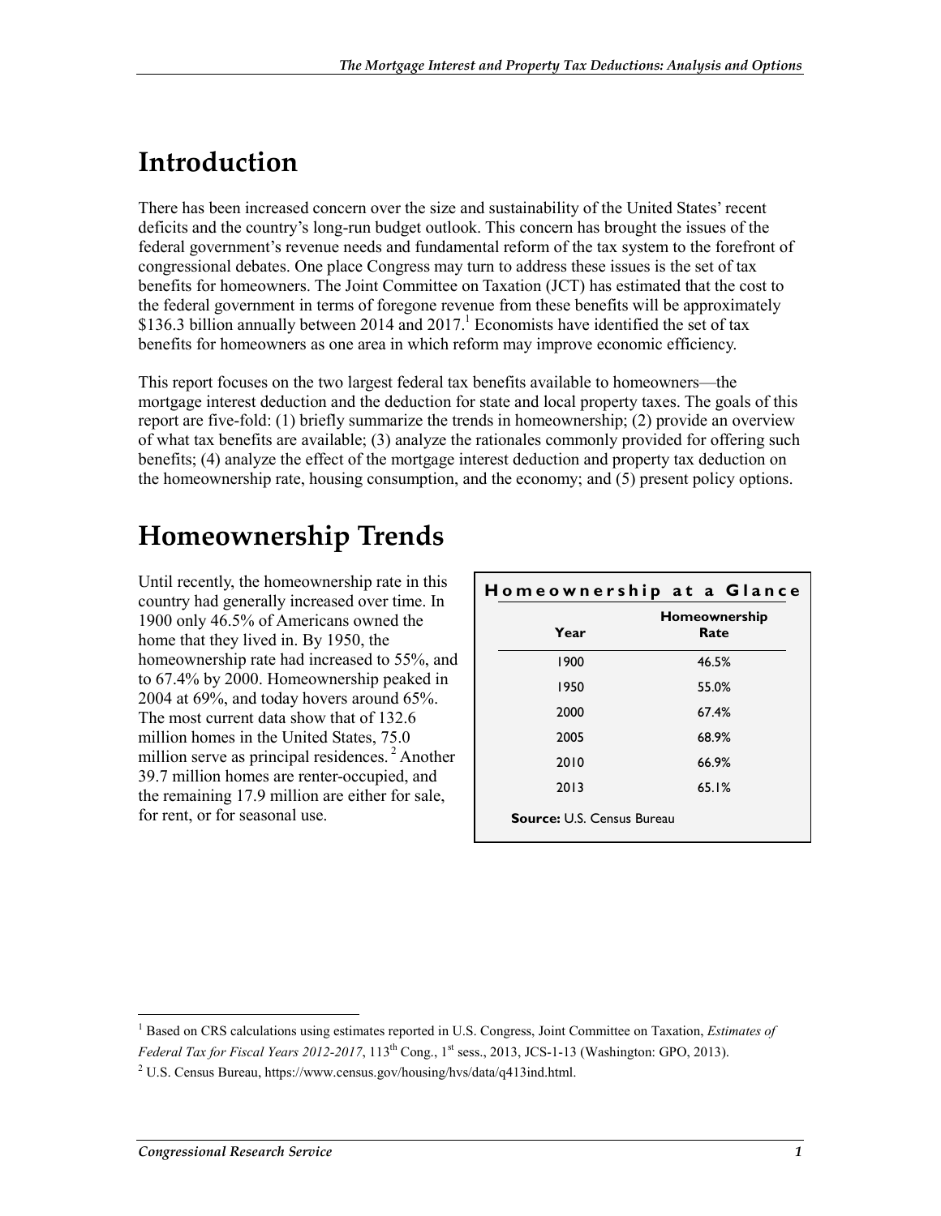## Introduction

There has been increased concern over the size and sustainability of the United States' recent deficits and the country's long-run budget outlook. This concern has brought the issues of the federal government's revenue needs and fundamental reform of the tax system to the forefront of congressional debates. One place Congress may turn to address these issues is the set of tax benefits for homeowners. The Joint Committee on Taxation (JCT) has estimated that the cost to the federal government in terms of foregone revenue from these benefits will be approximately $136.3 billion annually between 2014 and 2017.[1] Economists have identified the set of tax benefits for homeowners as one area in which reform may improve economic efficiency.

This report focuses on the two largest federal tax benefits available to homeowners—the mortgage interest deduction and the deduction for state and local property taxes. The goals of this report are five-fold: (1) briefly summarize the trends in homeownership; (2) provide an overview of what tax benefits are available; (3) analyze the rationales commonly provided for offering such benefits; (4) analyze the effect of the mortgage interest deduction and property tax deduction on the homeownership rate, housing consumption, and the economy; and (5) present policy options.

## Homeownership Trends

Until recently, the homeownership rate in this country had generally increased over time. In 1900 only 46.5% of Americans owned the home that they lived in. By 1950, the homeownership rate had increased to 55%, and to 67.4% by 2000. Homeownership peaked in 2004 at 69%, and today hovers around 65%. The most current data show that of 132.6 million homes in the United States, 75.0 million serve as principal residences.[2] Another 39.7 million homes are renter-occupied, and the remaining 17.9 million are either for sale, for rent, or for seasonal use.

**Homeownership at a Glance**

| Year | Homeownership Rate |
|---|---|
| 1900 | 46.5% |
| 1950 | 55.0% |
| 2000 | 67.4% |
| 2005 | 68.9% |
| 2010 | 66.9% |
| 2013 | 65.1% |

**Source:** U.S. Census Bureau

---

[1] Based on CRS calculations using estimates reported in U.S. Congress, Joint Committee on Taxation, *Estimates of Federal Tax for Fiscal Years 2012-2017*, 113th Cong., 1st sess., 2013, JCS-1-13 (Washington: GPO, 2013).

[2] U.S. Census Bureau, https://www.census.gov/housing/hvs/data/q413ind.html.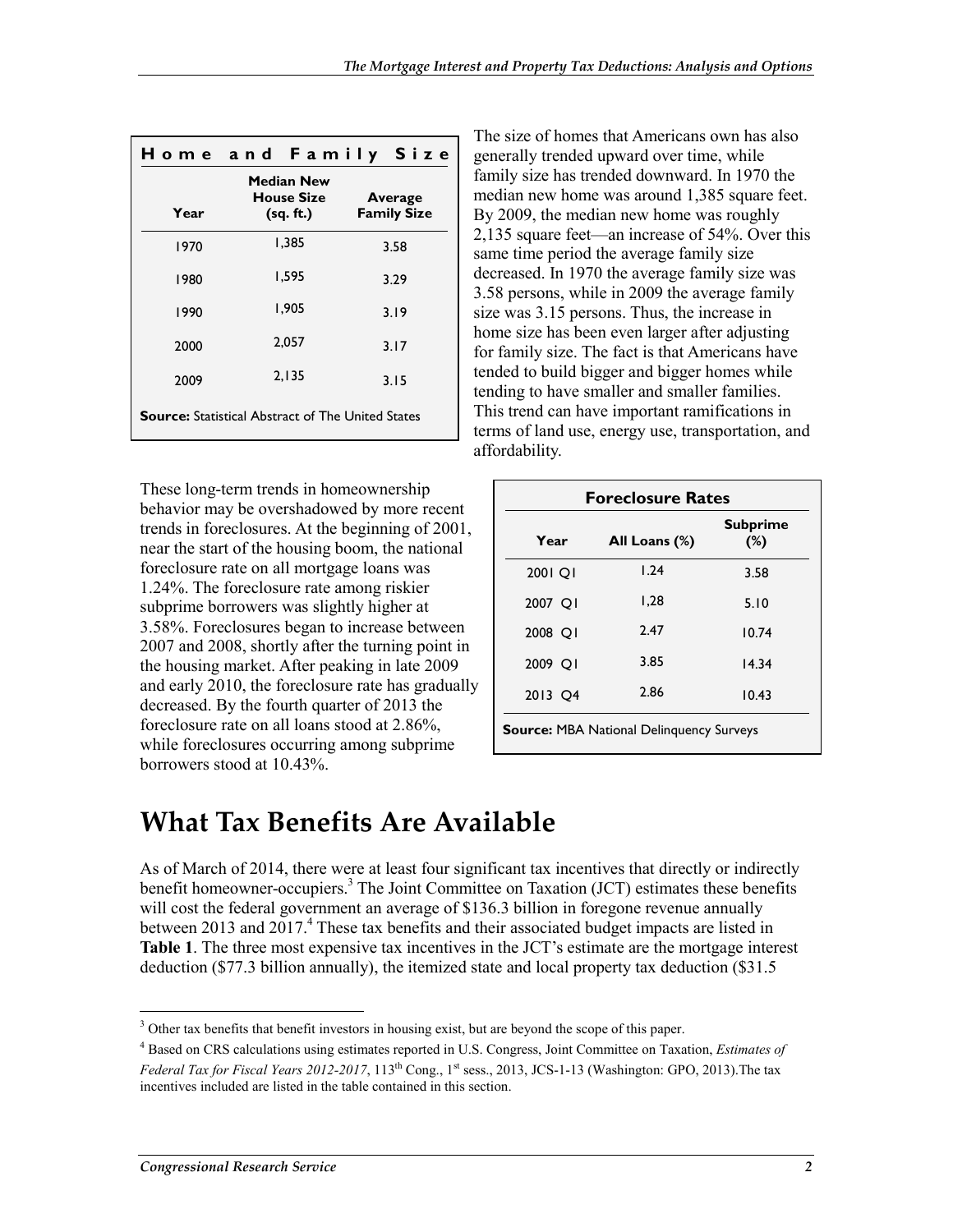| Home and Family Size | | |
|---|---|---|
| Year | Median New House Size (sq. ft.) | Average Family Size |
| 1970 | 1,385 | 3.58 |
| 1980 | 1,595 | 3.29 |
| 1990 | 1,905 | 3.19 |
| 2000 | 2,057 | 3.17 |
| 2009 | 2,135 | 3.15 |

**Source:** Statistical Abstract of The United States

The size of homes that Americans own has also generally trended upward over time, while family size has trended downward. In 1970 the median new home was around 1,385 square feet. By 2009, the median new home was roughly 2,135 square feet—an increase of 54%. Over this same time period the average family size decreased. In 1970 the average family size was 3.58 persons, while in 2009 the average family size was 3.15 persons. Thus, the increase in home size has been even larger after adjusting for family size. The fact is that Americans have tended to build bigger and bigger homes while tending to have smaller and smaller families. This trend can have important ramifications in terms of land use, energy use, transportation, and affordability.

These long-term trends in homeownership behavior may be overshadowed by more recent trends in foreclosures. At the beginning of 2001, near the start of the housing boom, the national foreclosure rate on all mortgage loans was 1.24%. The foreclosure rate among riskier subprime borrowers was slightly higher at 3.58%. Foreclosures began to increase between 2007 and 2008, shortly after the turning point in the housing market. After peaking in late 2009 and early 2010, the foreclosure rate has gradually decreased. By the fourth quarter of 2013 the foreclosure rate on all loans stood at 2.86%, while foreclosures occurring among subprime borrowers stood at 10.43%.

| Foreclosure Rates | | |
|---|---|---|
| Year | All Loans (%) | Subprime (%) |
| 2001 Q1 | 1.24 | 3.58 |
| 2007 Q1 | 1,28 | 5.10 |
| 2008 Q1 | 2.47 | 10.74 |
| 2009 Q1 | 3.85 | 14.34 |
| 2013 Q4 | 2.86 | 10.43 |

**Source:** MBA National Delinquency Surveys

# What Tax Benefits Are Available

As of March of 2014, there were at least four significant tax incentives that directly or indirectly benefit homeowner-occupiers.[3] The Joint Committee on Taxation (JCT) estimates these benefits will cost the federal government an average of $136.3 billion in foregone revenue annually between 2013 and 2017.[4] These tax benefits and their associated budget impacts are listed in **Table 1**. The three most expensive tax incentives in the JCT's estimate are the mortgage interest deduction ($77.3 billion annually), the itemized state and local property tax deduction ($31.5

---

[3] Other tax benefits that benefit investors in housing exist, but are beyond the scope of this paper.

[4] Based on CRS calculations using estimates reported in U.S. Congress, Joint Committee on Taxation, *Estimates of Federal Tax for Fiscal Years 2012-2017*, 113th Cong., 1st sess., 2013, JCS-1-13 (Washington: GPO, 2013).The tax incentives included are listed in the table contained in this section.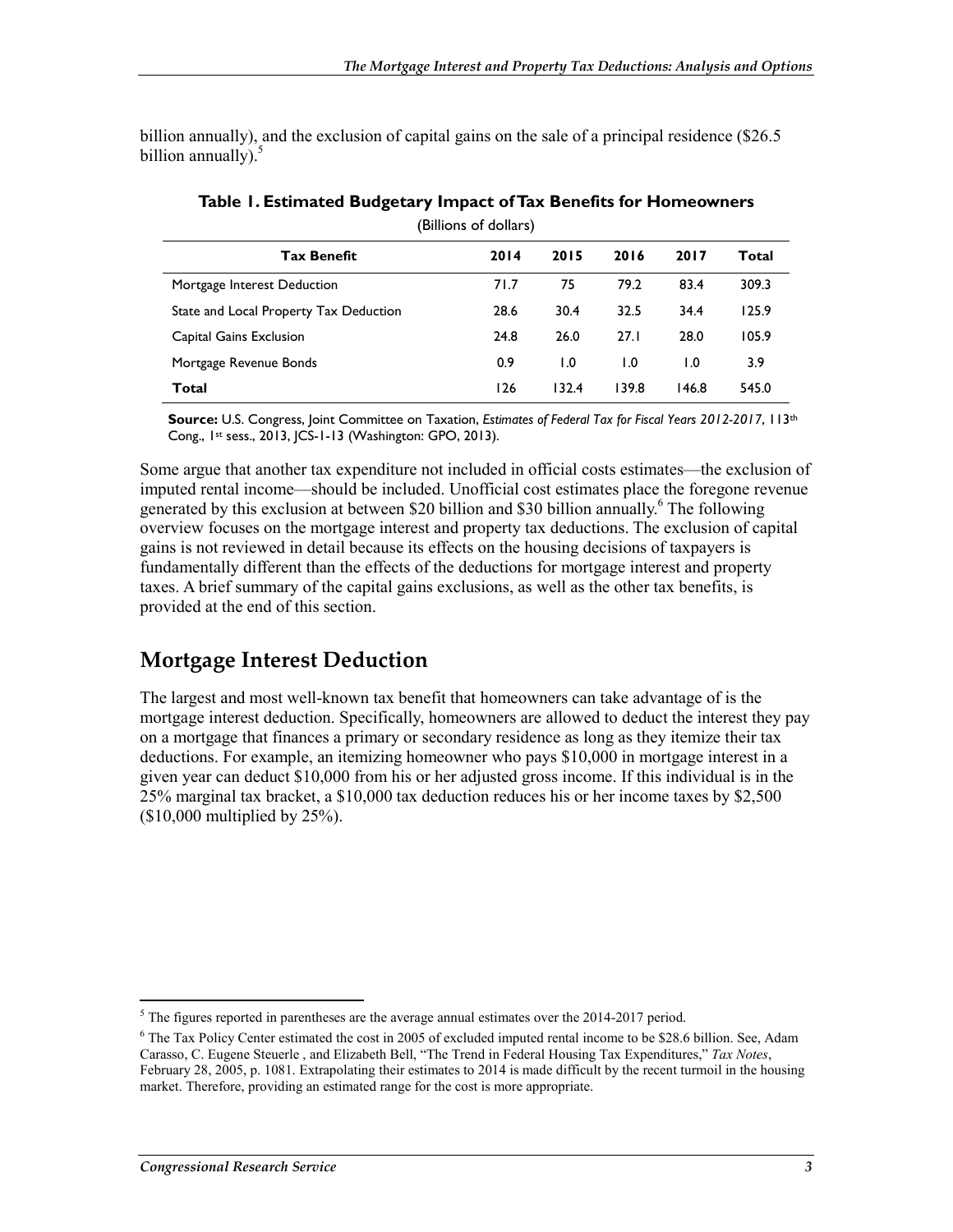billion annually), and the exclusion of capital gains on the sale of a principal residence ($26.5 billion annually).[5]

**Table 1. Estimated Budgetary Impact of Tax Benefits for Homeowners**

(Billions of dollars)

| Tax Benefit | 2014 | 2015 | 2016 | 2017 | Total |
|---|---|---|---|---|---|
| Mortgage Interest Deduction | 71.7 | 75 | 79.2 | 83.4 | 309.3 |
| State and Local Property Tax Deduction | 28.6 | 30.4 | 32.5 | 34.4 | 125.9 |
| Capital Gains Exclusion | 24.8 | 26.0 | 27.1 | 28.0 | 105.9 |
| Mortgage Revenue Bonds | 0.9 | 1.0 | 1.0 | 1.0 | 3.9 |
| **Total** | 126 | 132.4 | 139.8 | 146.8 | 545.0 |

**Source:** U.S. Congress, Joint Committee on Taxation, *Estimates of Federal Tax for Fiscal Years 2012-2017*, 113th Cong., 1st sess., 2013, JCS-1-13 (Washington: GPO, 2013).

Some argue that another tax expenditure not included in official costs estimates—the exclusion of imputed rental income—should be included. Unofficial cost estimates place the foregone revenue generated by this exclusion at between $20 billion and $30 billion annually.[6] The following overview focuses on the mortgage interest and property tax deductions. The exclusion of capital gains is not reviewed in detail because its effects on the housing decisions of taxpayers is fundamentally different than the effects of the deductions for mortgage interest and property taxes. A brief summary of the capital gains exclusions, as well as the other tax benefits, is provided at the end of this section.

## Mortgage Interest Deduction

The largest and most well-known tax benefit that homeowners can take advantage of is the mortgage interest deduction. Specifically, homeowners are allowed to deduct the interest they pay on a mortgage that finances a primary or secondary residence as long as they itemize their tax deductions. For example, an itemizing homeowner who pays $10,000 in mortgage interest in a given year can deduct $10,000 from his or her adjusted gross income. If this individual is in the 25% marginal tax bracket, a $10,000 tax deduction reduces his or her income taxes by $2,500 ($10,000 multiplied by 25%).

---

[5] The figures reported in parentheses are the average annual estimates over the 2014-2017 period.

[6] The Tax Policy Center estimated the cost in 2005 of excluded imputed rental income to be $28.6 billion. See, Adam Carasso, C. Eugene Steuerle , and Elizabeth Bell, "The Trend in Federal Housing Tax Expenditures," *Tax Notes*, February 28, 2005, p. 1081. Extrapolating their estimates to 2014 is made difficult by the recent turmoil in the housing market. Therefore, providing an estimated range for the cost is more appropriate.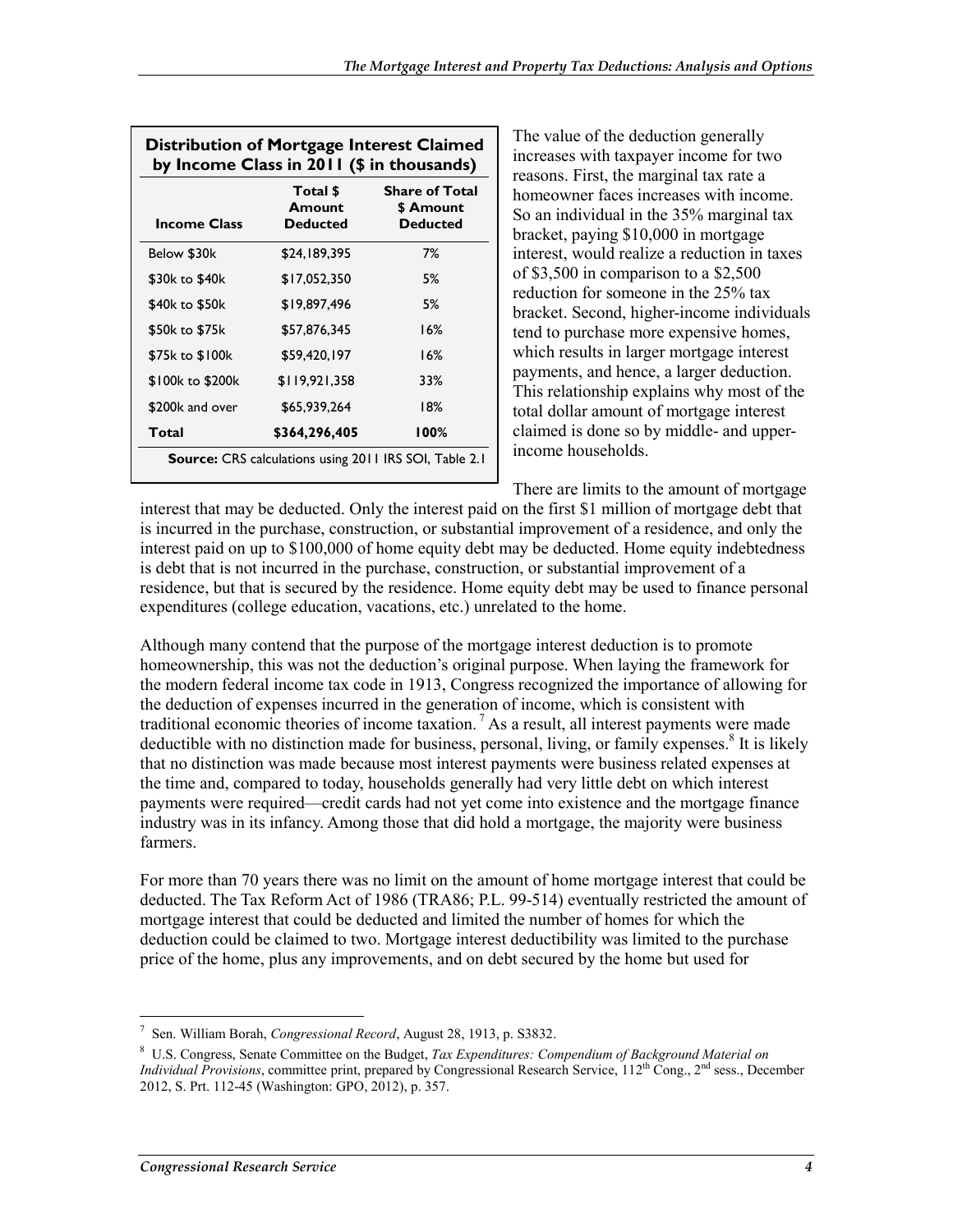**Distribution of Mortgage Interest Claimed by Income Class in 2011 ($ in thousands)**

| Income Class | Total $ Amount Deducted | Share of Total $ Amount Deducted |
| --- | --- | --- |
| Below $30k | $24,189,395 | 7% |
| $30k to $40k | $17,052,350 | 5% |
| $40k to $50k | $19,897,496 | 5% |
| $50k to $75k | $57,876,345 | 16% |
| $75k to $100k | $59,420,197 | 16% |
| $100k to $200k | $119,921,358 | 33% |
| $200k and over | $65,939,264 | 18% |
| **Total** | **$364,296,405** | **100%** |

**Source:** CRS calculations using 2011 IRS SOI, Table 2.1

The value of the deduction generally increases with taxpayer income for two reasons. First, the marginal tax rate a homeowner faces increases with income. So an individual in the 35% marginal tax bracket, paying $10,000 in mortgage interest, would realize a reduction in taxes of $3,500 in comparison to a $2,500 reduction for someone in the 25% tax bracket. Second, higher-income individuals tend to purchase more expensive homes, which results in larger mortgage interest payments, and hence, a larger deduction. This relationship explains why most of the total dollar amount of mortgage interest claimed is done so by middle- and upper-income households.

There are limits to the amount of mortgage interest that may be deducted. Only the interest paid on the first $1 million of mortgage debt that is incurred in the purchase, construction, or substantial improvement of a residence, and only the interest paid on up to $100,000 of home equity debt may be deducted. Home equity indebtedness is debt that is not incurred in the purchase, construction, or substantial improvement of a residence, but that is secured by the residence. Home equity debt may be used to finance personal expenditures (college education, vacations, etc.) unrelated to the home.

Although many contend that the purpose of the mortgage interest deduction is to promote homeownership, this was not the deduction's original purpose. When laying the framework for the modern federal income tax code in 1913, Congress recognized the importance of allowing for the deduction of expenses incurred in the generation of income, which is consistent with traditional economic theories of income taxation.[7] As a result, all interest payments were made deductible with no distinction made for business, personal, living, or family expenses.[8] It is likely that no distinction was made because most interest payments were business related expenses at the time and, compared to today, households generally had very little debt on which interest payments were required—credit cards had not yet come into existence and the mortgage finance industry was in its infancy. Among those that did hold a mortgage, the majority were business farmers.

For more than 70 years there was no limit on the amount of home mortgage interest that could be deducted. The Tax Reform Act of 1986 (TRA86; P.L. 99-514) eventually restricted the amount of mortgage interest that could be deducted and limited the number of homes for which the deduction could be claimed to two. Mortgage interest deductibility was limited to the purchase price of the home, plus any improvements, and on debt secured by the home but used for

---

[7] Sen. William Borah, *Congressional Record*, August 28, 1913, p. S3832.

[8] U.S. Congress, Senate Committee on the Budget, *Tax Expenditures: Compendium of Background Material on Individual Provisions*, committee print, prepared by Congressional Research Service, 112th Cong., 2nd sess., December 2012, S. Prt. 112-45 (Washington: GPO, 2012), p. 357.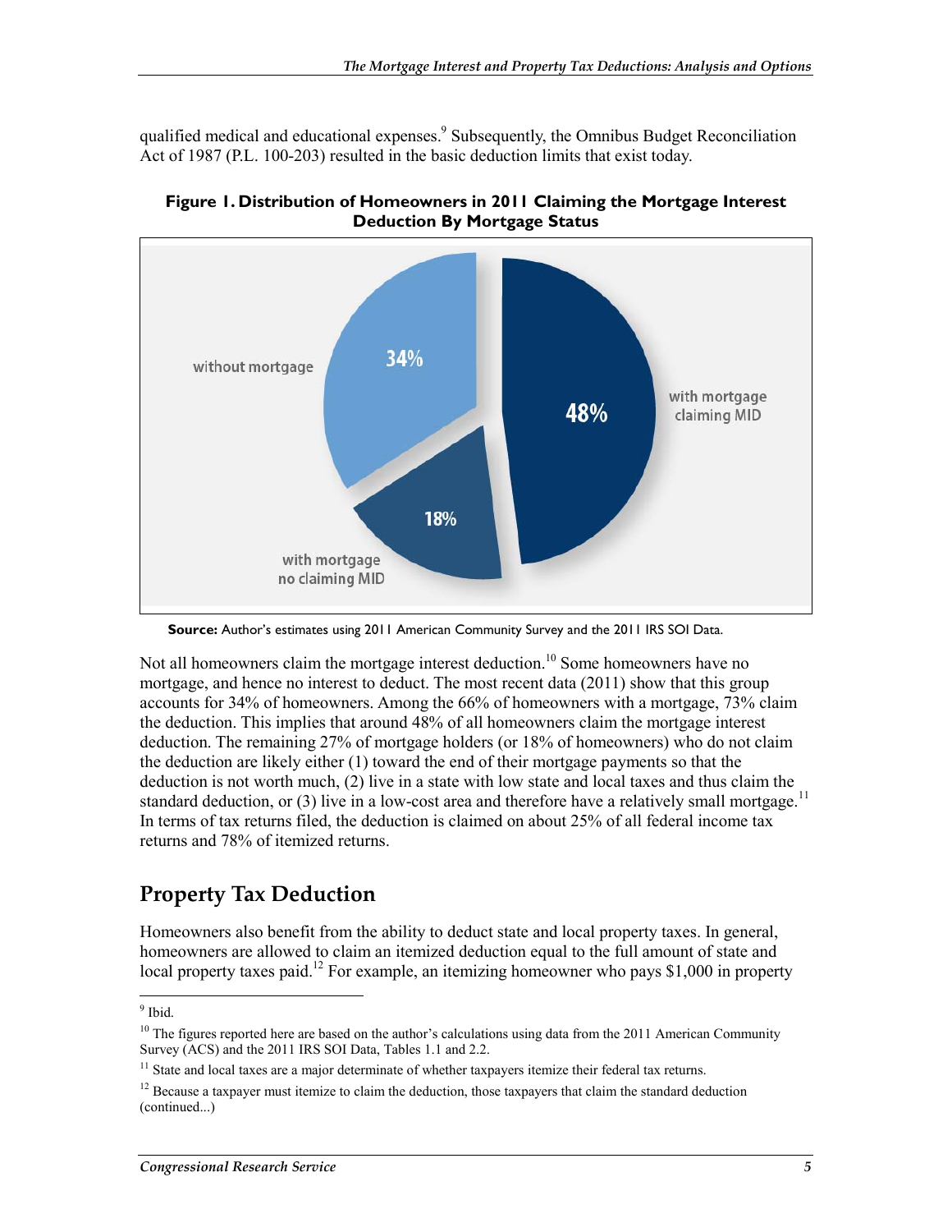qualified medical and educational expenses.[9] Subsequently, the Omnibus Budget Reconciliation Act of 1987 (P.L. 100-203) resulted in the basic deduction limits that exist today.

**Figure 1. Distribution of Homeowners in 2011 Claiming the Mortgage Interest Deduction By Mortgage Status**

without mortgage 34%

with mortgage claiming MID 48%

with mortgage no claiming MID 18%

**Source:** Author's estimates using 2011 American Community Survey and the 2011 IRS SOI Data.

Not all homeowners claim the mortgage interest deduction.[10] Some homeowners have no mortgage, and hence no interest to deduct. The most recent data (2011) show that this group accounts for 34% of homeowners. Among the 66% of homeowners with a mortgage, 73% claim the deduction. This implies that around 48% of all homeowners claim the mortgage interest deduction. The remaining 27% of mortgage holders (or 18% of homeowners) who do not claim the deduction are likely either (1) toward the end of their mortgage payments so that the deduction is not worth much, (2) live in a state with low state and local taxes and thus claim the standard deduction, or (3) live in a low-cost area and therefore have a relatively small mortgage.[11] In terms of tax returns filed, the deduction is claimed on about 25% of all federal income tax returns and 78% of itemized returns.

## Property Tax Deduction

Homeowners also benefit from the ability to deduct state and local property taxes. In general, homeowners are allowed to claim an itemized deduction equal to the full amount of state and local property taxes paid.[12] For example, an itemizing homeowner who pays $1,000 in property

---

[9] Ibid.

[10] The figures reported here are based on the author's calculations using data from the 2011 American Community Survey (ACS) and the 2011 IRS SOI Data, Tables 1.1 and 2.2.

[11] State and local taxes are a major determinate of whether taxpayers itemize their federal tax returns.

[12] Because a taxpayer must itemize to claim the deduction, those taxpayers that claim the standard deduction (continued...)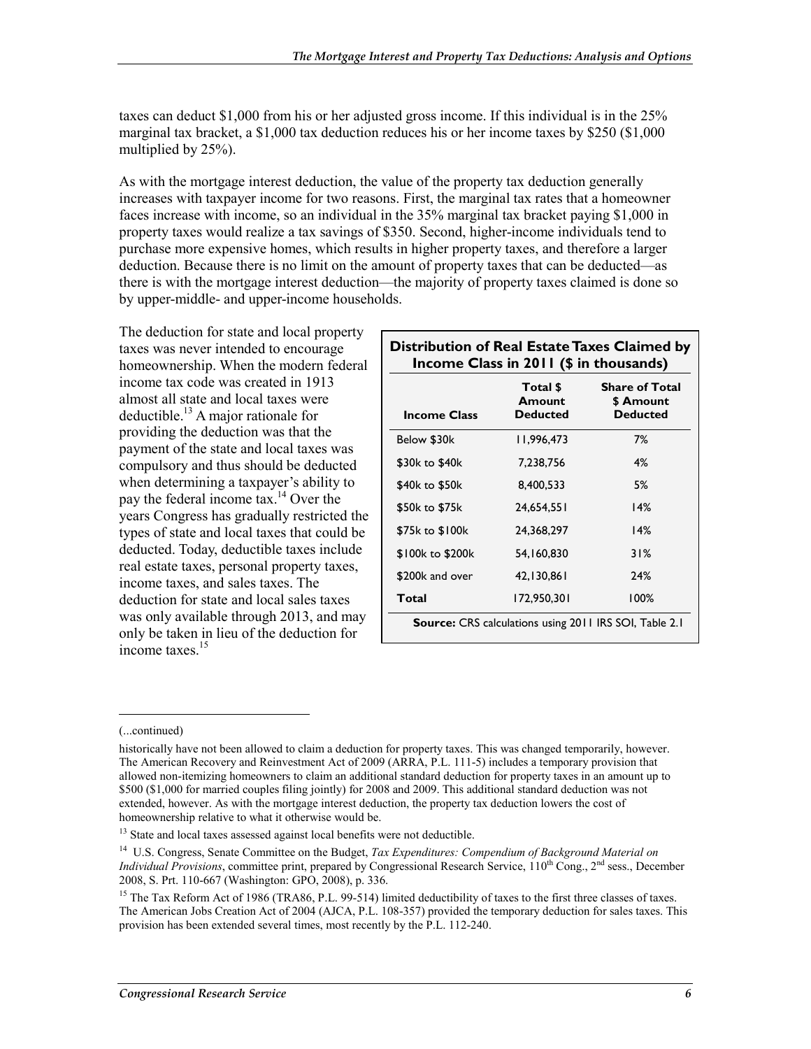taxes can deduct $1,000 from his or her adjusted gross income. If this individual is in the 25% marginal tax bracket, a $1,000 tax deduction reduces his or her income taxes by $250 ($1,000 multiplied by 25%).

As with the mortgage interest deduction, the value of the property tax deduction generally increases with taxpayer income for two reasons. First, the marginal tax rates that a homeowner faces increase with income, so an individual in the 35% marginal tax bracket paying $1,000 in property taxes would realize a tax savings of $350. Second, higher-income individuals tend to purchase more expensive homes, which results in higher property taxes, and therefore a larger deduction. Because there is no limit on the amount of property taxes that can be deducted—as there is with the mortgage interest deduction—the majority of property taxes claimed is done so by upper-middle- and upper-income households.

The deduction for state and local property taxes was never intended to encourage homeownership. When the modern federal income tax code was created in 1913 almost all state and local taxes were deductible.[13] A major rationale for providing the deduction was that the payment of the state and local taxes was compulsory and thus should be deducted when determining a taxpayer's ability to pay the federal income tax.[14] Over the years Congress has gradually restricted the types of state and local taxes that could be deducted. Today, deductible taxes include real estate taxes, personal property taxes, income taxes, and sales taxes. The deduction for state and local sales taxes was only available through 2013, and may only be taken in lieu of the deduction for income taxes.[15]

**Distribution of Real Estate Taxes Claimed by Income Class in 2011 ($ in thousands)**

| Income Class | Total $ Amount Deducted | Share of Total $ Amount Deducted |
|---|---|---|
| Below $30k | 11,996,473 | 7% |
| $30k to $40k | 7,238,756 | 4% |
| $40k to $50k | 8,400,533 | 5% |
| $50k to $75k | 24,654,551 | 14% |
| $75k to $100k | 24,368,297 | 14% |
| $100k to $200k | 54,160,830 | 31% |
| $200k and over | 42,130,861 | 24% |
| **Total** | 172,950,301 | 100% |

**Source:** CRS calculations using 2011 IRS SOI, Table 2.1

(...continued)

historically have not been allowed to claim a deduction for property taxes. This was changed temporarily, however. The American Recovery and Reinvestment Act of 2009 (ARRA, P.L. 111-5) includes a temporary provision that allowed non-itemizing homeowners to claim an additional standard deduction for property taxes in an amount up to $500 ($1,000 for married couples filing jointly) for 2008 and 2009. This additional standard deduction was not extended, however. As with the mortgage interest deduction, the property tax deduction lowers the cost of homeownership relative to what it otherwise would be.

[13] State and local taxes assessed against local benefits were not deductible.

[14] U.S. Congress, Senate Committee on the Budget, *Tax Expenditures: Compendium of Background Material on Individual Provisions*, committee print, prepared by Congressional Research Service, 110th Cong., 2nd sess., December 2008, S. Prt. 110-667 (Washington: GPO, 2008), p. 336.

[15] The Tax Reform Act of 1986 (TRA86, P.L. 99-514) limited deductibility of taxes to the first three classes of taxes. The American Jobs Creation Act of 2004 (AJCA, P.L. 108-357) provided the temporary deduction for sales taxes. This provision has been extended several times, most recently by the P.L. 112-240.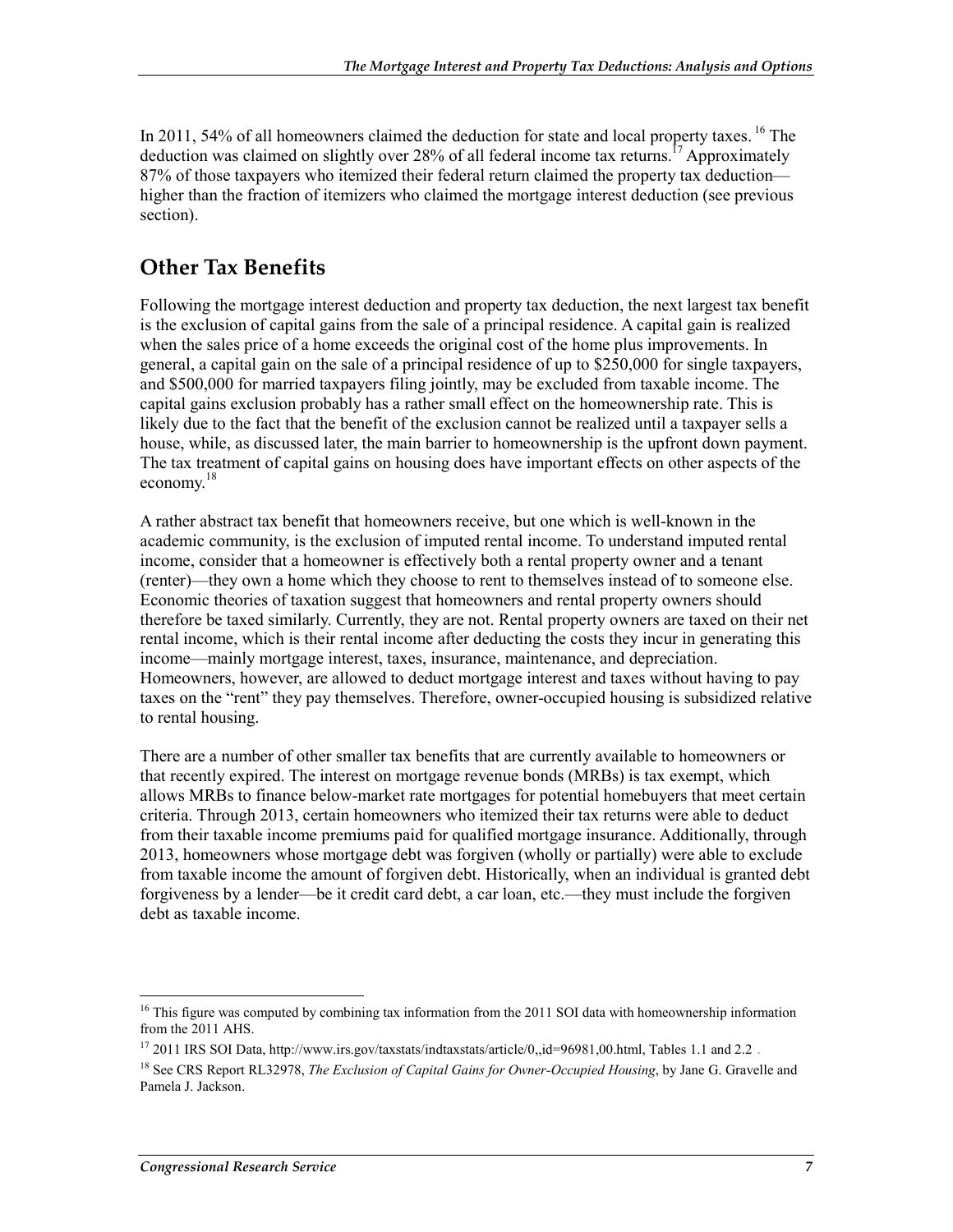In 2011, 54% of all homeowners claimed the deduction for state and local property taxes. [16] The deduction was claimed on slightly over 28% of all federal income tax returns.[17] Approximately 87% of those taxpayers who itemized their federal return claimed the property tax deduction—higher than the fraction of itemizers who claimed the mortgage interest deduction (see previous section).

## Other Tax Benefits

Following the mortgage interest deduction and property tax deduction, the next largest tax benefit is the exclusion of capital gains from the sale of a principal residence. A capital gain is realized when the sales price of a home exceeds the original cost of the home plus improvements. In general, a capital gain on the sale of a principal residence of up to $250,000 for single taxpayers, and $500,000 for married taxpayers filing jointly, may be excluded from taxable income. The capital gains exclusion probably has a rather small effect on the homeownership rate. This is likely due to the fact that the benefit of the exclusion cannot be realized until a taxpayer sells a house, while, as discussed later, the main barrier to homeownership is the upfront down payment. The tax treatment of capital gains on housing does have important effects on other aspects of the economy.[18]

A rather abstract tax benefit that homeowners receive, but one which is well-known in the academic community, is the exclusion of imputed rental income. To understand imputed rental income, consider that a homeowner is effectively both a rental property owner and a tenant (renter)—they own a home which they choose to rent to themselves instead of to someone else. Economic theories of taxation suggest that homeowners and rental property owners should therefore be taxed similarly. Currently, they are not. Rental property owners are taxed on their net rental income, which is their rental income after deducting the costs they incur in generating this income—mainly mortgage interest, taxes, insurance, maintenance, and depreciation. Homeowners, however, are allowed to deduct mortgage interest and taxes without having to pay taxes on the "rent" they pay themselves. Therefore, owner-occupied housing is subsidized relative to rental housing.

There are a number of other smaller tax benefits that are currently available to homeowners or that recently expired. The interest on mortgage revenue bonds (MRBs) is tax exempt, which allows MRBs to finance below-market rate mortgages for potential homebuyers that meet certain criteria. Through 2013, certain homeowners who itemized their tax returns were able to deduct from their taxable income premiums paid for qualified mortgage insurance. Additionally, through 2013, homeowners whose mortgage debt was forgiven (wholly or partially) were able to exclude from taxable income the amount of forgiven debt. Historically, when an individual is granted debt forgiveness by a lender—be it credit card debt, a car loan, etc.—they must include the forgiven debt as taxable income.

---

[16] This figure was computed by combining tax information from the 2011 SOI data with homeownership information from the 2011 AHS.

[17] 2011 IRS SOI Data, http://www.irs.gov/taxstats/indtaxstats/article/0,,id=96981,00.html, Tables 1.1 and 2.2 .

[18] See CRS Report RL32978, *The Exclusion of Capital Gains for Owner-Occupied Housing*, by Jane G. Gravelle and Pamela J. Jackson.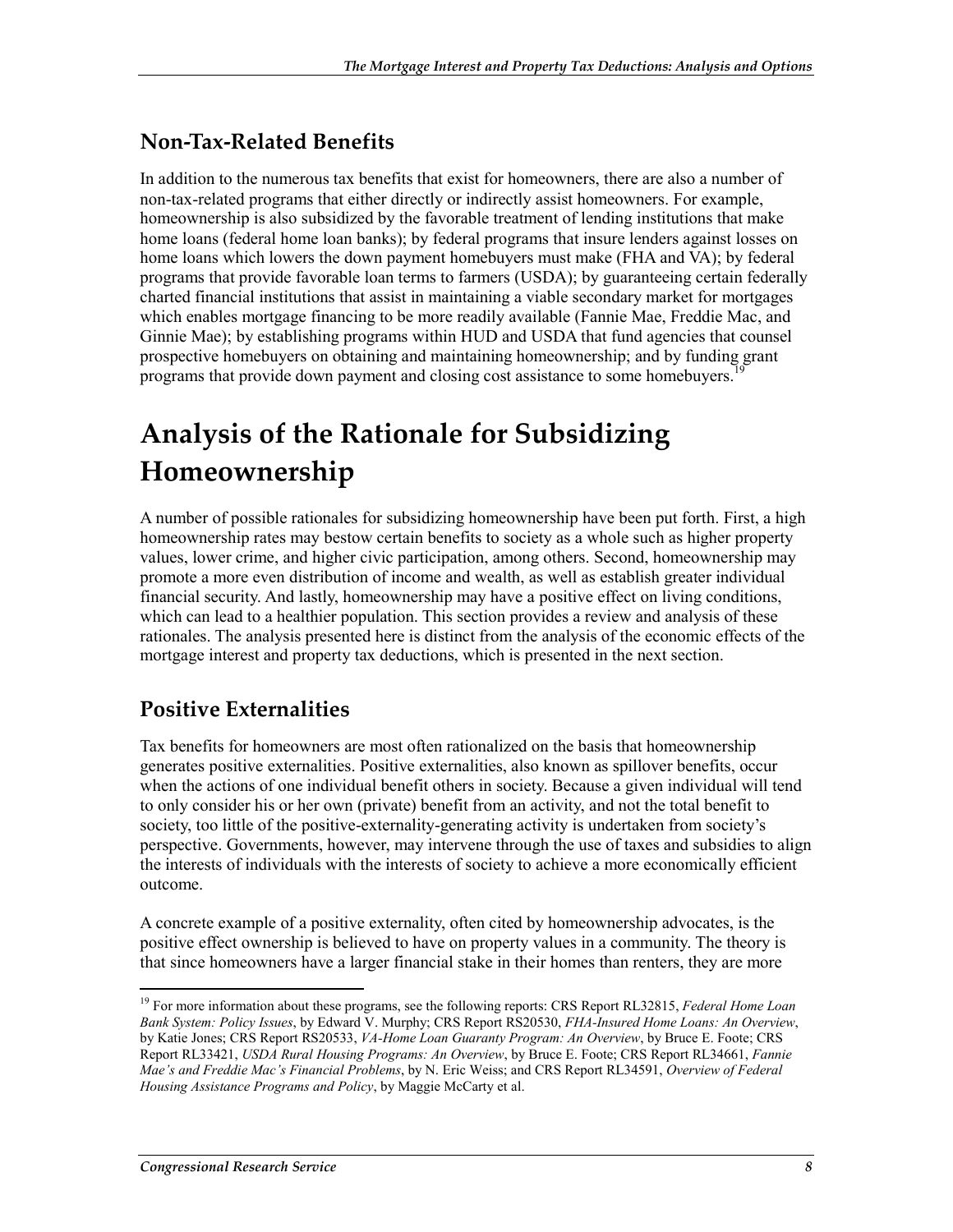## Non-Tax-Related Benefits

In addition to the numerous tax benefits that exist for homeowners, there are also a number of non-tax-related programs that either directly or indirectly assist homeowners. For example, homeownership is also subsidized by the favorable treatment of lending institutions that make home loans (federal home loan banks); by federal programs that insure lenders against losses on home loans which lowers the down payment homebuyers must make (FHA and VA); by federal programs that provide favorable loan terms to farmers (USDA); by guaranteeing certain federally charted financial institutions that assist in maintaining a viable secondary market for mortgages which enables mortgage financing to be more readily available (Fannie Mae, Freddie Mac, and Ginnie Mae); by establishing programs within HUD and USDA that fund agencies that counsel prospective homebuyers on obtaining and maintaining homeownership; and by funding grant programs that provide down payment and closing cost assistance to some homebuyers.[19]

# Analysis of the Rationale for Subsidizing Homeownership

A number of possible rationales for subsidizing homeownership have been put forth. First, a high homeownership rates may bestow certain benefits to society as a whole such as higher property values, lower crime, and higher civic participation, among others. Second, homeownership may promote a more even distribution of income and wealth, as well as establish greater individual financial security. And lastly, homeownership may have a positive effect on living conditions, which can lead to a healthier population. This section provides a review and analysis of these rationales. The analysis presented here is distinct from the analysis of the economic effects of the mortgage interest and property tax deductions, which is presented in the next section.

## Positive Externalities

Tax benefits for homeowners are most often rationalized on the basis that homeownership generates positive externalities. Positive externalities, also known as spillover benefits, occur when the actions of one individual benefit others in society. Because a given individual will tend to only consider his or her own (private) benefit from an activity, and not the total benefit to society, too little of the positive-externality-generating activity is undertaken from society's perspective. Governments, however, may intervene through the use of taxes and subsidies to align the interests of individuals with the interests of society to achieve a more economically efficient outcome.

A concrete example of a positive externality, often cited by homeownership advocates, is the positive effect ownership is believed to have on property values in a community. The theory is that since homeowners have a larger financial stake in their homes than renters, they are more

[19] For more information about these programs, see the following reports: CRS Report RL32815, *Federal Home Loan Bank System: Policy Issues*, by Edward V. Murphy; CRS Report RS20530, *FHA-Insured Home Loans: An Overview*, by Katie Jones; CRS Report RS20533, *VA-Home Loan Guaranty Program: An Overview*, by Bruce E. Foote; CRS Report RL33421, *USDA Rural Housing Programs: An Overview*, by Bruce E. Foote; CRS Report RL34661, *Fannie Mae's and Freddie Mac's Financial Problems*, by N. Eric Weiss; and CRS Report RL34591, *Overview of Federal Housing Assistance Programs and Policy*, by Maggie McCarty et al.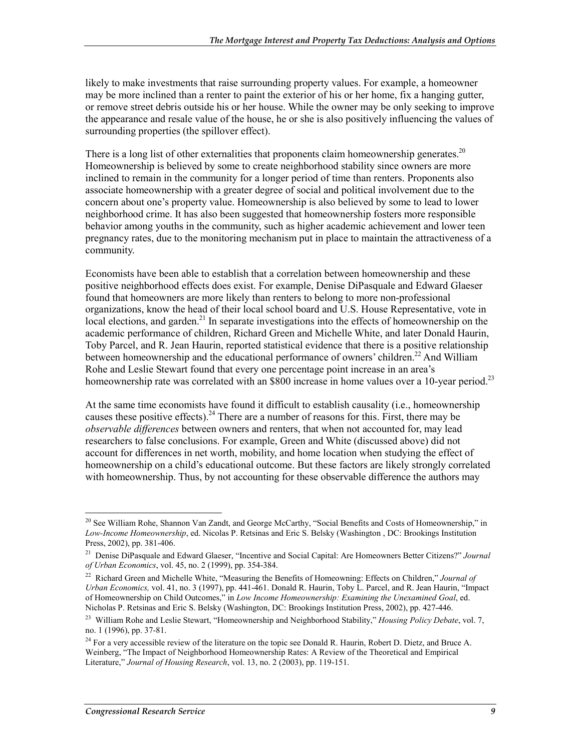likely to make investments that raise surrounding property values. For example, a homeowner may be more inclined than a renter to paint the exterior of his or her home, fix a hanging gutter, or remove street debris outside his or her house. While the owner may be only seeking to improve the appearance and resale value of the house, he or she is also positively influencing the values of surrounding properties (the spillover effect).

There is a long list of other externalities that proponents claim homeownership generates.[20] Homeownership is believed by some to create neighborhood stability since owners are more inclined to remain in the community for a longer period of time than renters. Proponents also associate homeownership with a greater degree of social and political involvement due to the concern about one's property value. Homeownership is also believed by some to lead to lower neighborhood crime. It has also been suggested that homeownership fosters more responsible behavior among youths in the community, such as higher academic achievement and lower teen pregnancy rates, due to the monitoring mechanism put in place to maintain the attractiveness of a community.

Economists have been able to establish that a correlation between homeownership and these positive neighborhood effects does exist. For example, Denise DiPasquale and Edward Glaeser found that homeowners are more likely than renters to belong to more non-professional organizations, know the head of their local school board and U.S. House Representative, vote in local elections, and garden.[21] In separate investigations into the effects of homeownership on the academic performance of children, Richard Green and Michelle White, and later Donald Haurin, Toby Parcel, and R. Jean Haurin, reported statistical evidence that there is a positive relationship between homeownership and the educational performance of owners' children.[22] And William Rohe and Leslie Stewart found that every one percentage point increase in an area's homeownership rate was correlated with an $800 increase in home values over a 10-year period.[23]

At the same time economists have found it difficult to establish causality (i.e., homeownership causes these positive effects).[24] There are a number of reasons for this. First, there may be *observable differences* between owners and renters, that when not accounted for, may lead researchers to false conclusions. For example, Green and White (discussed above) did not account for differences in net worth, mobility, and home location when studying the effect of homeownership on a child's educational outcome. But these factors are likely strongly correlated with homeownership. Thus, by not accounting for these observable difference the authors may

---

[20] See William Rohe, Shannon Van Zandt, and George McCarthy, "Social Benefits and Costs of Homeownership," in *Low-Income Homeownership*, ed. Nicolas P. Retsinas and Eric S. Belsky (Washington , DC: Brookings Institution Press, 2002), pp. 381-406.

[21] Denise DiPasquale and Edward Glaeser, "Incentive and Social Capital: Are Homeowners Better Citizens?" *Journal of Urban Economics*, vol. 45, no. 2 (1999), pp. 354-384.

[22] Richard Green and Michelle White, "Measuring the Benefits of Homeowning: Effects on Children," *Journal of Urban Economics,* vol. 41, no. 3 (1997), pp. 441-461. Donald R. Haurin, Toby L. Parcel, and R. Jean Haurin, "Impact of Homeownership on Child Outcomes," in *Low Income Homeownership: Examining the Unexamined Goal*, ed. Nicholas P. Retsinas and Eric S. Belsky (Washington, DC: Brookings Institution Press, 2002), pp. 427-446.

[23] William Rohe and Leslie Stewart, "Homeownership and Neighborhood Stability," *Housing Policy Debate*, vol. 7, no. 1 (1996), pp. 37-81.

[24] For a very accessible review of the literature on the topic see Donald R. Haurin, Robert D. Dietz, and Bruce A. Weinberg, "The Impact of Neighborhood Homeownership Rates: A Review of the Theoretical and Empirical Literature," *Journal of Housing Research*, vol. 13, no. 2 (2003), pp. 119-151.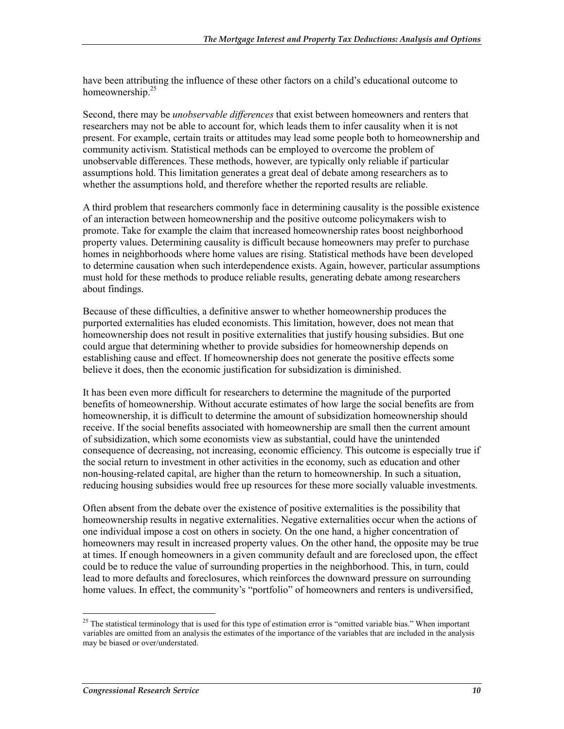have been attributing the influence of these other factors on a child's educational outcome to homeownership.[25]

Second, there may be *unobservable differences* that exist between homeowners and renters that researchers may not be able to account for, which leads them to infer causality when it is not present. For example, certain traits or attitudes may lead some people both to homeownership and community activism. Statistical methods can be employed to overcome the problem of unobservable differences. These methods, however, are typically only reliable if particular assumptions hold. This limitation generates a great deal of debate among researchers as to whether the assumptions hold, and therefore whether the reported results are reliable.

A third problem that researchers commonly face in determining causality is the possible existence of an interaction between homeownership and the positive outcome policymakers wish to promote. Take for example the claim that increased homeownership rates boost neighborhood property values. Determining causality is difficult because homeowners may prefer to purchase homes in neighborhoods where home values are rising. Statistical methods have been developed to determine causation when such interdependence exists. Again, however, particular assumptions must hold for these methods to produce reliable results, generating debate among researchers about findings.

Because of these difficulties, a definitive answer to whether homeownership produces the purported externalities has eluded economists. This limitation, however, does not mean that homeownership does not result in positive externalities that justify housing subsidies. But one could argue that determining whether to provide subsidies for homeownership depends on establishing cause and effect. If homeownership does not generate the positive effects some believe it does, then the economic justification for subsidization is diminished.

It has been even more difficult for researchers to determine the magnitude of the purported benefits of homeownership. Without accurate estimates of how large the social benefits are from homeownership, it is difficult to determine the amount of subsidization homeownership should receive. If the social benefits associated with homeownership are small then the current amount of subsidization, which some economists view as substantial, could have the unintended consequence of decreasing, not increasing, economic efficiency. This outcome is especially true if the social return to investment in other activities in the economy, such as education and other non-housing-related capital, are higher than the return to homeownership. In such a situation, reducing housing subsidies would free up resources for these more socially valuable investments.

Often absent from the debate over the existence of positive externalities is the possibility that homeownership results in negative externalities. Negative externalities occur when the actions of one individual impose a cost on others in society. On the one hand, a higher concentration of homeowners may result in increased property values. On the other hand, the opposite may be true at times. If enough homeowners in a given community default and are foreclosed upon, the effect could be to reduce the value of surrounding properties in the neighborhood. This, in turn, could lead to more defaults and foreclosures, which reinforces the downward pressure on surrounding home values. In effect, the community's "portfolio" of homeowners and renters is undiversified,

[25] The statistical terminology that is used for this type of estimation error is "omitted variable bias." When important variables are omitted from an analysis the estimates of the importance of the variables that are included in the analysis may be biased or over/understated.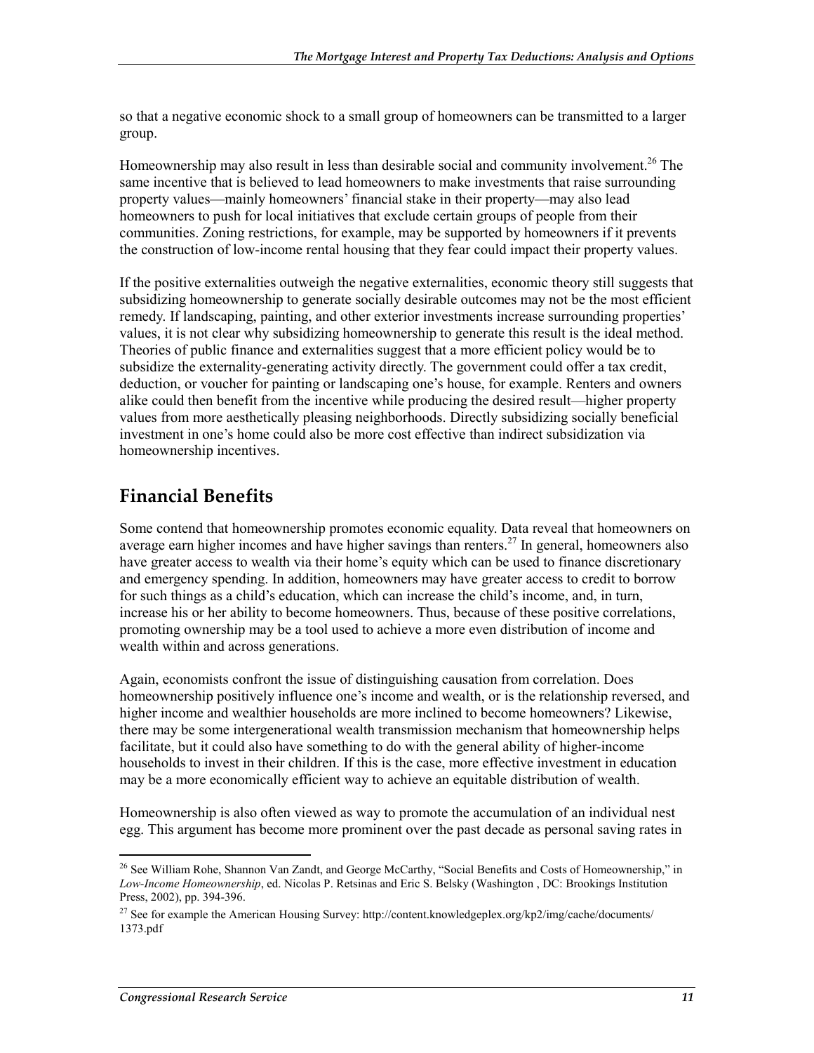so that a negative economic shock to a small group of homeowners can be transmitted to a larger group.

Homeownership may also result in less than desirable social and community involvement.[26] The same incentive that is believed to lead homeowners to make investments that raise surrounding property values—mainly homeowners' financial stake in their property—may also lead homeowners to push for local initiatives that exclude certain groups of people from their communities. Zoning restrictions, for example, may be supported by homeowners if it prevents the construction of low-income rental housing that they fear could impact their property values.

If the positive externalities outweigh the negative externalities, economic theory still suggests that subsidizing homeownership to generate socially desirable outcomes may not be the most efficient remedy. If landscaping, painting, and other exterior investments increase surrounding properties' values, it is not clear why subsidizing homeownership to generate this result is the ideal method. Theories of public finance and externalities suggest that a more efficient policy would be to subsidize the externality-generating activity directly. The government could offer a tax credit, deduction, or voucher for painting or landscaping one's house, for example. Renters and owners alike could then benefit from the incentive while producing the desired result—higher property values from more aesthetically pleasing neighborhoods. Directly subsidizing socially beneficial investment in one's home could also be more cost effective than indirect subsidization via homeownership incentives.

## Financial Benefits

Some contend that homeownership promotes economic equality. Data reveal that homeowners on average earn higher incomes and have higher savings than renters.[27] In general, homeowners also have greater access to wealth via their home's equity which can be used to finance discretionary and emergency spending. In addition, homeowners may have greater access to credit to borrow for such things as a child's education, which can increase the child's income, and, in turn, increase his or her ability to become homeowners. Thus, because of these positive correlations, promoting ownership may be a tool used to achieve a more even distribution of income and wealth within and across generations.

Again, economists confront the issue of distinguishing causation from correlation. Does homeownership positively influence one's income and wealth, or is the relationship reversed, and higher income and wealthier households are more inclined to become homeowners? Likewise, there may be some intergenerational wealth transmission mechanism that homeownership helps facilitate, but it could also have something to do with the general ability of higher-income households to invest in their children. If this is the case, more effective investment in education may be a more economically efficient way to achieve an equitable distribution of wealth.

Homeownership is also often viewed as way to promote the accumulation of an individual nest egg. This argument has become more prominent over the past decade as personal saving rates in

---

[26] See William Rohe, Shannon Van Zandt, and George McCarthy, "Social Benefits and Costs of Homeownership," in *Low-Income Homeownership*, ed. Nicolas P. Retsinas and Eric S. Belsky (Washington , DC: Brookings Institution Press, 2002), pp. 394-396.

[27] See for example the American Housing Survey: http://content.knowledgeplex.org/kp2/img/cache/documents/1373.pdf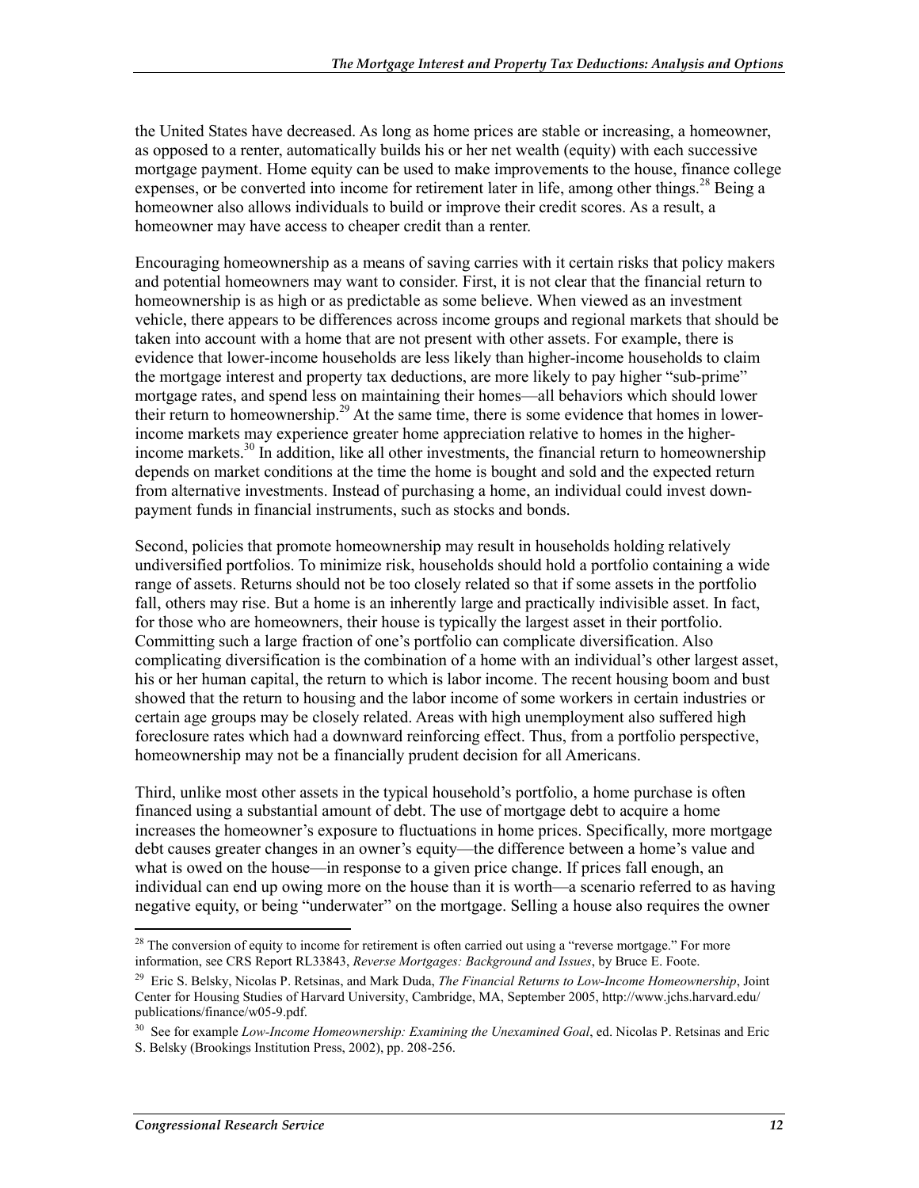the United States have decreased. As long as home prices are stable or increasing, a homeowner, as opposed to a renter, automatically builds his or her net wealth (equity) with each successive mortgage payment. Home equity can be used to make improvements to the house, finance college expenses, or be converted into income for retirement later in life, among other things.[28] Being a homeowner also allows individuals to build or improve their credit scores. As a result, a homeowner may have access to cheaper credit than a renter.

Encouraging homeownership as a means of saving carries with it certain risks that policy makers and potential homeowners may want to consider. First, it is not clear that the financial return to homeownership is as high or as predictable as some believe. When viewed as an investment vehicle, there appears to be differences across income groups and regional markets that should be taken into account with a home that are not present with other assets. For example, there is evidence that lower-income households are less likely than higher-income households to claim the mortgage interest and property tax deductions, are more likely to pay higher "sub-prime" mortgage rates, and spend less on maintaining their homes—all behaviors which should lower their return to homeownership.[29] At the same time, there is some evidence that homes in lower-income markets may experience greater home appreciation relative to homes in the higher-income markets.[30] In addition, like all other investments, the financial return to homeownership depends on market conditions at the time the home is bought and sold and the expected return from alternative investments. Instead of purchasing a home, an individual could invest down-payment funds in financial instruments, such as stocks and bonds.

Second, policies that promote homeownership may result in households holding relatively undiversified portfolios. To minimize risk, households should hold a portfolio containing a wide range of assets. Returns should not be too closely related so that if some assets in the portfolio fall, others may rise. But a home is an inherently large and practically indivisible asset. In fact, for those who are homeowners, their house is typically the largest asset in their portfolio. Committing such a large fraction of one's portfolio can complicate diversification. Also complicating diversification is the combination of a home with an individual's other largest asset, his or her human capital, the return to which is labor income. The recent housing boom and bust showed that the return to housing and the labor income of some workers in certain industries or certain age groups may be closely related. Areas with high unemployment also suffered high foreclosure rates which had a downward reinforcing effect. Thus, from a portfolio perspective, homeownership may not be a financially prudent decision for all Americans.

Third, unlike most other assets in the typical household's portfolio, a home purchase is often financed using a substantial amount of debt. The use of mortgage debt to acquire a home increases the homeowner's exposure to fluctuations in home prices. Specifically, more mortgage debt causes greater changes in an owner's equity—the difference between a home's value and what is owed on the house—in response to a given price change. If prices fall enough, an individual can end up owing more on the house than it is worth—a scenario referred to as having negative equity, or being "underwater" on the mortgage. Selling a house also requires the owner

---

[28] The conversion of equity to income for retirement is often carried out using a "reverse mortgage." For more information, see CRS Report RL33843, *Reverse Mortgages: Background and Issues*, by Bruce E. Foote.

[29] Eric S. Belsky, Nicolas P. Retsinas, and Mark Duda, *The Financial Returns to Low-Income Homeownership*, Joint Center for Housing Studies of Harvard University, Cambridge, MA, September 2005, http://www.jchs.harvard.edu/publications/finance/w05-9.pdf.

[30] See for example *Low-Income Homeownership: Examining the Unexamined Goal*, ed. Nicolas P. Retsinas and Eric S. Belsky (Brookings Institution Press, 2002), pp. 208-256.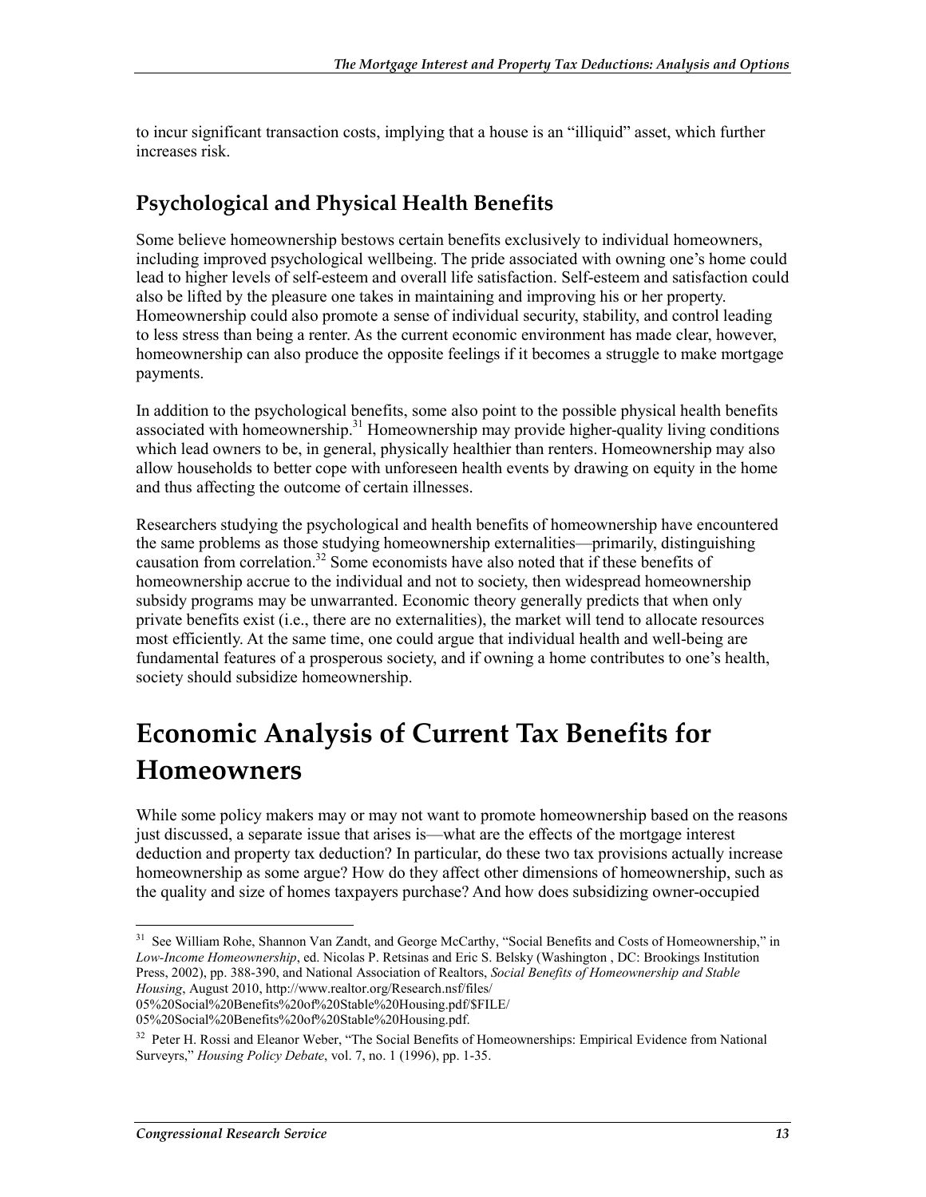to incur significant transaction costs, implying that a house is an "illiquid" asset, which further increases risk.

### Psychological and Physical Health Benefits

Some believe homeownership bestows certain benefits exclusively to individual homeowners, including improved psychological wellbeing. The pride associated with owning one's home could lead to higher levels of self-esteem and overall life satisfaction. Self-esteem and satisfaction could also be lifted by the pleasure one takes in maintaining and improving his or her property. Homeownership could also promote a sense of individual security, stability, and control leading to less stress than being a renter. As the current economic environment has made clear, however, homeownership can also produce the opposite feelings if it becomes a struggle to make mortgage payments.

In addition to the psychological benefits, some also point to the possible physical health benefits associated with homeownership.[31] Homeownership may provide higher-quality living conditions which lead owners to be, in general, physically healthier than renters. Homeownership may also allow households to better cope with unforeseen health events by drawing on equity in the home and thus affecting the outcome of certain illnesses.

Researchers studying the psychological and health benefits of homeownership have encountered the same problems as those studying homeownership externalities—primarily, distinguishing causation from correlation.[32] Some economists have also noted that if these benefits of homeownership accrue to the individual and not to society, then widespread homeownership subsidy programs may be unwarranted. Economic theory generally predicts that when only private benefits exist (i.e., there are no externalities), the market will tend to allocate resources most efficiently. At the same time, one could argue that individual health and well-being are fundamental features of a prosperous society, and if owning a home contributes to one's health, society should subsidize homeownership.

## Economic Analysis of Current Tax Benefits for Homeowners

While some policy makers may or may not want to promote homeownership based on the reasons just discussed, a separate issue that arises is—what are the effects of the mortgage interest deduction and property tax deduction? In particular, do these two tax provisions actually increase homeownership as some argue? How do they affect other dimensions of homeownership, such as the quality and size of homes taxpayers purchase? And how does subsidizing owner-occupied

---

[31] See William Rohe, Shannon Van Zandt, and George McCarthy, "Social Benefits and Costs of Homeownership," in *Low-Income Homeownership*, ed. Nicolas P. Retsinas and Eric S. Belsky (Washington , DC: Brookings Institution Press, 2002), pp. 388-390, and National Association of Realtors, *Social Benefits of Homeownership and Stable Housing*, August 2010, http://www.realtor.org/Research.nsf/files/05%20Social%20Benefits%20of%20Stable%20Housing.pdf/$FILE/05%20Social%20Benefits%20of%20Stable%20Housing.pdf.

[32] Peter H. Rossi and Eleanor Weber, "The Social Benefits of Homeownerships: Empirical Evidence from National Surveyrs," *Housing Policy Debate*, vol. 7, no. 1 (1996), pp. 1-35.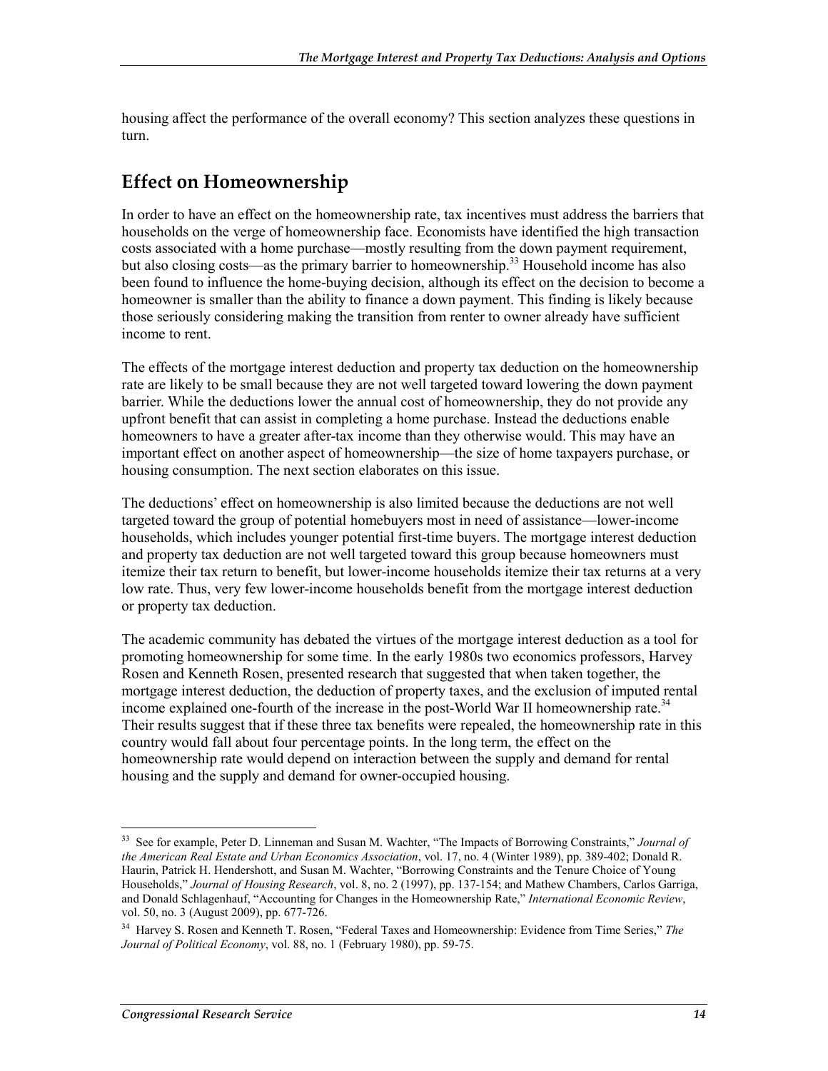housing affect the performance of the overall economy? This section analyzes these questions in turn.

## Effect on Homeownership

In order to have an effect on the homeownership rate, tax incentives must address the barriers that households on the verge of homeownership face. Economists have identified the high transaction costs associated with a home purchase—mostly resulting from the down payment requirement, but also closing costs—as the primary barrier to homeownership.[33] Household income has also been found to influence the home-buying decision, although its effect on the decision to become a homeowner is smaller than the ability to finance a down payment. This finding is likely because those seriously considering making the transition from renter to owner already have sufficient income to rent.

The effects of the mortgage interest deduction and property tax deduction on the homeownership rate are likely to be small because they are not well targeted toward lowering the down payment barrier. While the deductions lower the annual cost of homeownership, they do not provide any upfront benefit that can assist in completing a home purchase. Instead the deductions enable homeowners to have a greater after-tax income than they otherwise would. This may have an important effect on another aspect of homeownership—the size of home taxpayers purchase, or housing consumption. The next section elaborates on this issue.

The deductions' effect on homeownership is also limited because the deductions are not well targeted toward the group of potential homebuyers most in need of assistance—lower-income households, which includes younger potential first-time buyers. The mortgage interest deduction and property tax deduction are not well targeted toward this group because homeowners must itemize their tax return to benefit, but lower-income households itemize their tax returns at a very low rate. Thus, very few lower-income households benefit from the mortgage interest deduction or property tax deduction.

The academic community has debated the virtues of the mortgage interest deduction as a tool for promoting homeownership for some time. In the early 1980s two economics professors, Harvey Rosen and Kenneth Rosen, presented research that suggested that when taken together, the mortgage interest deduction, the deduction of property taxes, and the exclusion of imputed rental income explained one-fourth of the increase in the post-World War II homeownership rate.[34] Their results suggest that if these three tax benefits were repealed, the homeownership rate in this country would fall about four percentage points. In the long term, the effect on the homeownership rate would depend on interaction between the supply and demand for rental housing and the supply and demand for owner-occupied housing.

---

[33] See for example, Peter D. Linneman and Susan M. Wachter, "The Impacts of Borrowing Constraints," *Journal of the American Real Estate and Urban Economics Association*, vol. 17, no. 4 (Winter 1989), pp. 389-402; Donald R. Haurin, Patrick H. Hendershott, and Susan M. Wachter, "Borrowing Constraints and the Tenure Choice of Young Households," *Journal of Housing Research*, vol. 8, no. 2 (1997), pp. 137-154; and Mathew Chambers, Carlos Garriga, and Donald Schlagenhauf, "Accounting for Changes in the Homeownership Rate," *International Economic Review*, vol. 50, no. 3 (August 2009), pp. 677-726.

[34] Harvey S. Rosen and Kenneth T. Rosen, "Federal Taxes and Homeownership: Evidence from Time Series," *The Journal of Political Economy*, vol. 88, no. 1 (February 1980), pp. 59-75.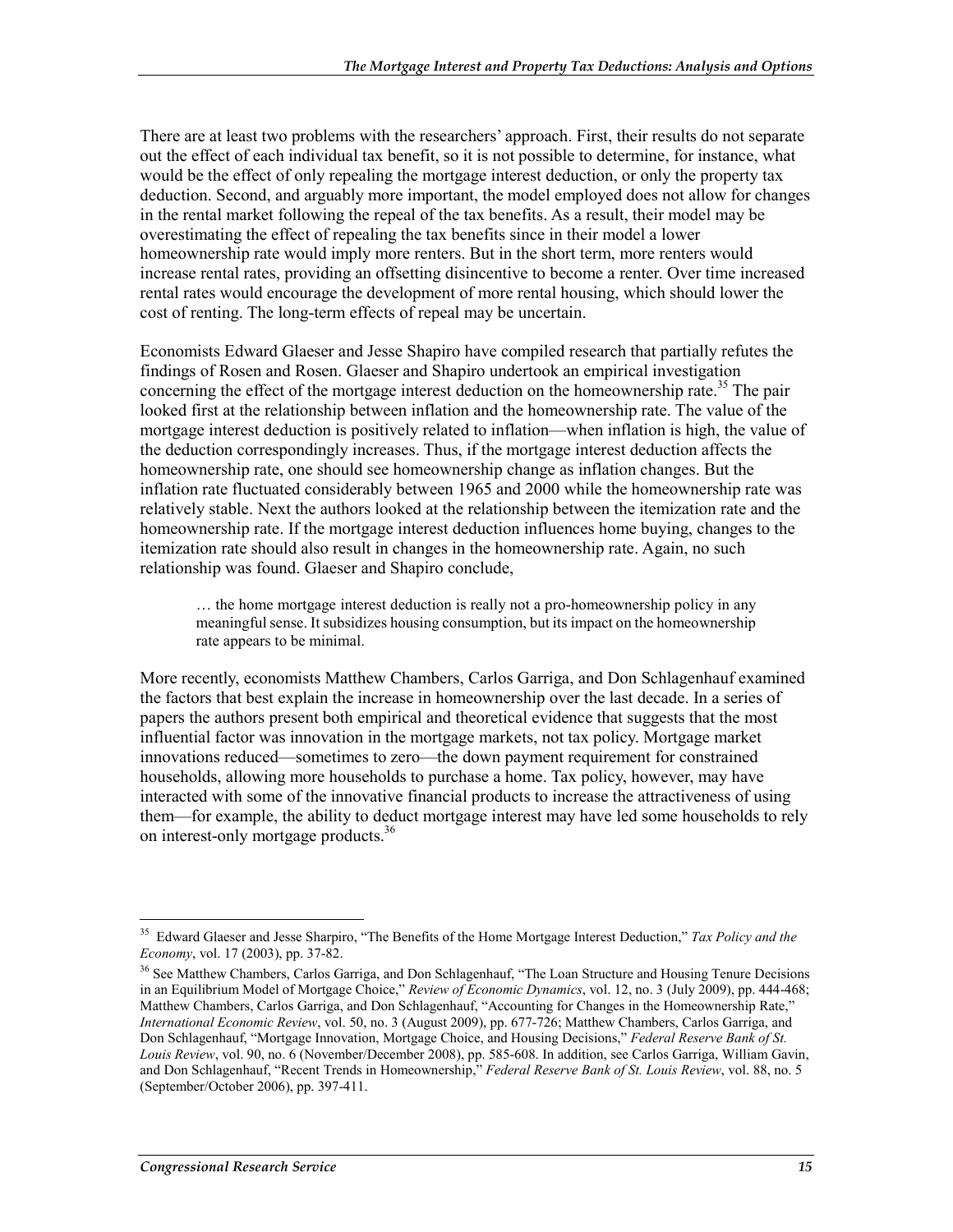There are at least two problems with the researchers' approach. First, their results do not separate out the effect of each individual tax benefit, so it is not possible to determine, for instance, what would be the effect of only repealing the mortgage interest deduction, or only the property tax deduction. Second, and arguably more important, the model employed does not allow for changes in the rental market following the repeal of the tax benefits. As a result, their model may be overestimating the effect of repealing the tax benefits since in their model a lower homeownership rate would imply more renters. But in the short term, more renters would increase rental rates, providing an offsetting disincentive to become a renter. Over time increased rental rates would encourage the development of more rental housing, which should lower the cost of renting. The long-term effects of repeal may be uncertain.

Economists Edward Glaeser and Jesse Shapiro have compiled research that partially refutes the findings of Rosen and Rosen. Glaeser and Shapiro undertook an empirical investigation concerning the effect of the mortgage interest deduction on the homeownership rate.[35] The pair looked first at the relationship between inflation and the homeownership rate. The value of the mortgage interest deduction is positively related to inflation—when inflation is high, the value of the deduction correspondingly increases. Thus, if the mortgage interest deduction affects the homeownership rate, one should see homeownership change as inflation changes. But the inflation rate fluctuated considerably between 1965 and 2000 while the homeownership rate was relatively stable. Next the authors looked at the relationship between the itemization rate and the homeownership rate. If the mortgage interest deduction influences home buying, changes to the itemization rate should also result in changes in the homeownership rate. Again, no such relationship was found. Glaeser and Shapiro conclude,

> … the home mortgage interest deduction is really not a pro-homeownership policy in any meaningful sense. It subsidizes housing consumption, but its impact on the homeownership rate appears to be minimal.

More recently, economists Matthew Chambers, Carlos Garriga, and Don Schlagenhauf examined the factors that best explain the increase in homeownership over the last decade. In a series of papers the authors present both empirical and theoretical evidence that suggests that the most influential factor was innovation in the mortgage markets, not tax policy. Mortgage market innovations reduced—sometimes to zero—the down payment requirement for constrained households, allowing more households to purchase a home. Tax policy, however, may have interacted with some of the innovative financial products to increase the attractiveness of using them—for example, the ability to deduct mortgage interest may have led some households to rely on interest-only mortgage products.[36]

---

[35] Edward Glaeser and Jesse Sharpiro, "The Benefits of the Home Mortgage Interest Deduction," *Tax Policy and the Economy*, vol. 17 (2003), pp. 37-82.

[36] See Matthew Chambers, Carlos Garriga, and Don Schlagenhauf, "The Loan Structure and Housing Tenure Decisions in an Equilibrium Model of Mortgage Choice," *Review of Economic Dynamics*, vol. 12, no. 3 (July 2009), pp. 444-468; Matthew Chambers, Carlos Garriga, and Don Schlagenhauf, "Accounting for Changes in the Homeownership Rate," *International Economic Review*, vol. 50, no. 3 (August 2009), pp. 677-726; Matthew Chambers, Carlos Garriga, and Don Schlagenhauf, "Mortgage Innovation, Mortgage Choice, and Housing Decisions," *Federal Reserve Bank of St. Louis Review*, vol. 90, no. 6 (November/December 2008), pp. 585-608. In addition, see Carlos Garriga, William Gavin, and Don Schlagenhauf, "Recent Trends in Homeownership," *Federal Reserve Bank of St. Louis Review*, vol. 88, no. 5 (September/October 2006), pp. 397-411.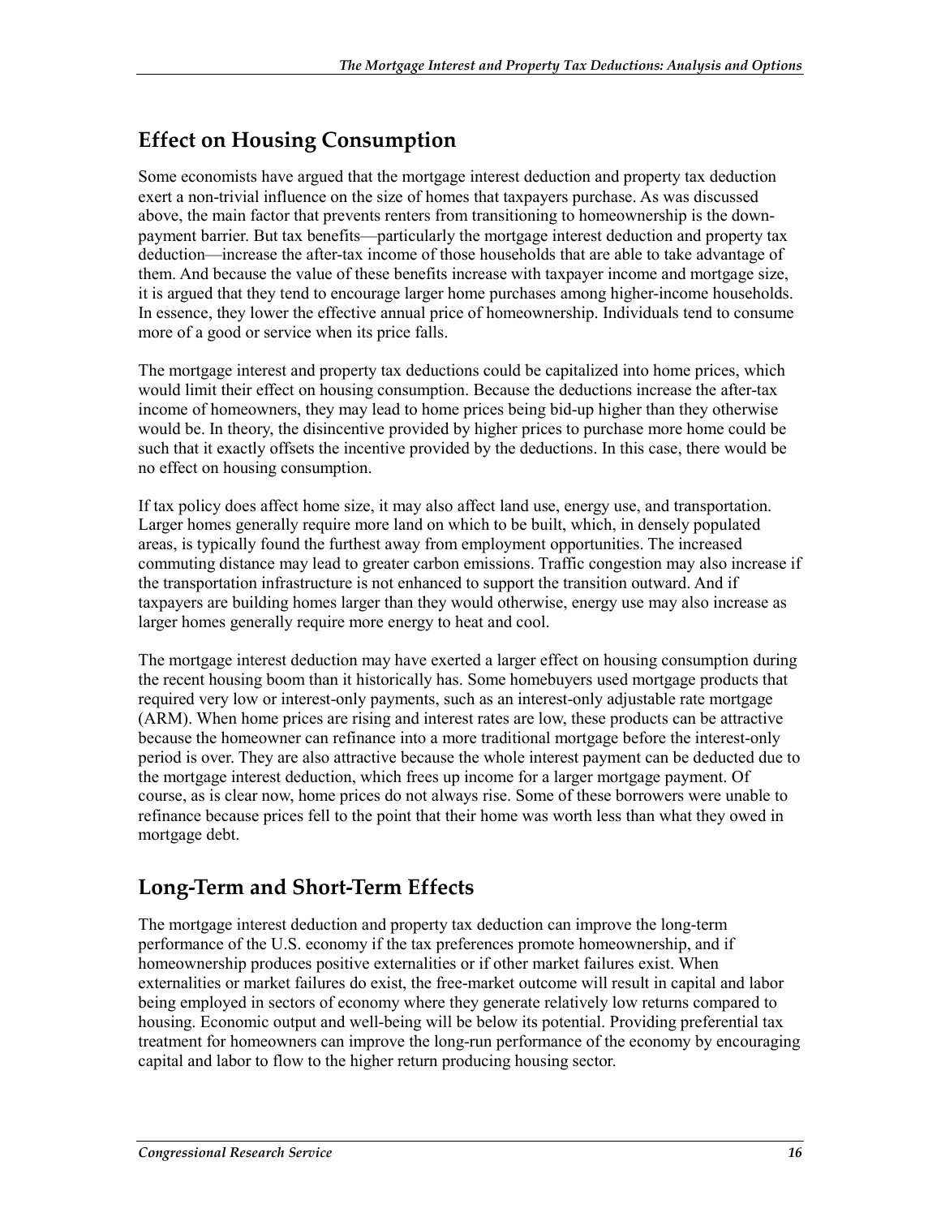## Effect on Housing Consumption

Some economists have argued that the mortgage interest deduction and property tax deduction exert a non-trivial influence on the size of homes that taxpayers purchase. As was discussed above, the main factor that prevents renters from transitioning to homeownership is the down-payment barrier. But tax benefits—particularly the mortgage interest deduction and property tax deduction—increase the after-tax income of those households that are able to take advantage of them. And because the value of these benefits increase with taxpayer income and mortgage size, it is argued that they tend to encourage larger home purchases among higher-income households. In essence, they lower the effective annual price of homeownership. Individuals tend to consume more of a good or service when its price falls.

The mortgage interest and property tax deductions could be capitalized into home prices, which would limit their effect on housing consumption. Because the deductions increase the after-tax income of homeowners, they may lead to home prices being bid-up higher than they otherwise would be. In theory, the disincentive provided by higher prices to purchase more home could be such that it exactly offsets the incentive provided by the deductions. In this case, there would be no effect on housing consumption.

If tax policy does affect home size, it may also affect land use, energy use, and transportation. Larger homes generally require more land on which to be built, which, in densely populated areas, is typically found the furthest away from employment opportunities. The increased commuting distance may lead to greater carbon emissions. Traffic congestion may also increase if the transportation infrastructure is not enhanced to support the transition outward. And if taxpayers are building homes larger than they would otherwise, energy use may also increase as larger homes generally require more energy to heat and cool.

The mortgage interest deduction may have exerted a larger effect on housing consumption during the recent housing boom than it historically has. Some homebuyers used mortgage products that required very low or interest-only payments, such as an interest-only adjustable rate mortgage (ARM). When home prices are rising and interest rates are low, these products can be attractive because the homeowner can refinance into a more traditional mortgage before the interest-only period is over. They are also attractive because the whole interest payment can be deducted due to the mortgage interest deduction, which frees up income for a larger mortgage payment. Of course, as is clear now, home prices do not always rise. Some of these borrowers were unable to refinance because prices fell to the point that their home was worth less than what they owed in mortgage debt.

## Long-Term and Short-Term Effects

The mortgage interest deduction and property tax deduction can improve the long-term performance of the U.S. economy if the tax preferences promote homeownership, and if homeownership produces positive externalities or if other market failures exist. When externalities or market failures do exist, the free-market outcome will result in capital and labor being employed in sectors of economy where they generate relatively low returns compared to housing. Economic output and well-being will be below its potential. Providing preferential tax treatment for homeowners can improve the long-run performance of the economy by encouraging capital and labor to flow to the higher return producing housing sector.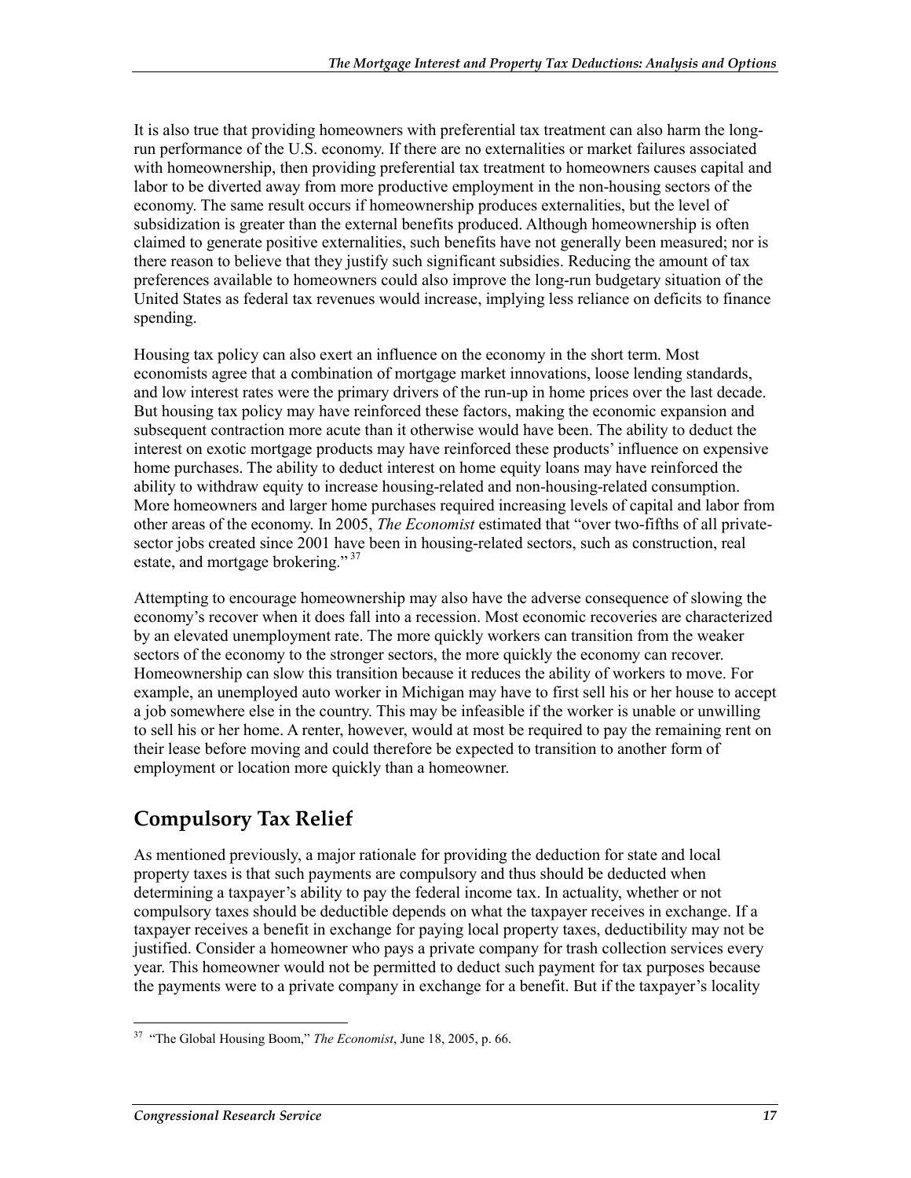It is also true that providing homeowners with preferential tax treatment can also harm the long-run performance of the U.S. economy. If there are no externalities or market failures associated with homeownership, then providing preferential tax treatment to homeowners causes capital and labor to be diverted away from more productive employment in the non-housing sectors of the economy. The same result occurs if homeownership produces externalities, but the level of subsidization is greater than the external benefits produced. Although homeownership is often claimed to generate positive externalities, such benefits have not generally been measured; nor is there reason to believe that they justify such significant subsidies. Reducing the amount of tax preferences available to homeowners could also improve the long-run budgetary situation of the United States as federal tax revenues would increase, implying less reliance on deficits to finance spending.

Housing tax policy can also exert an influence on the economy in the short term. Most economists agree that a combination of mortgage market innovations, loose lending standards, and low interest rates were the primary drivers of the run-up in home prices over the last decade. But housing tax policy may have reinforced these factors, making the economic expansion and subsequent contraction more acute than it otherwise would have been. The ability to deduct the interest on exotic mortgage products may have reinforced these products' influence on expensive home purchases. The ability to deduct interest on home equity loans may have reinforced the ability to withdraw equity to increase housing-related and non-housing-related consumption. More homeowners and larger home purchases required increasing levels of capital and labor from other areas of the economy. In 2005, *The Economist* estimated that "over two-fifths of all private-sector jobs created since 2001 have been in housing-related sectors, such as construction, real estate, and mortgage brokering."[37]

Attempting to encourage homeownership may also have the adverse consequence of slowing the economy's recover when it does fall into a recession. Most economic recoveries are characterized by an elevated unemployment rate. The more quickly workers can transition from the weaker sectors of the economy to the stronger sectors, the more quickly the economy can recover. Homeownership can slow this transition because it reduces the ability of workers to move. For example, an unemployed auto worker in Michigan may have to first sell his or her house to accept a job somewhere else in the country. This may be infeasible if the worker is unable or unwilling to sell his or her home. A renter, however, would at most be required to pay the remaining rent on their lease before moving and could therefore be expected to transition to another form of employment or location more quickly than a homeowner.

## Compulsory Tax Relief

As mentioned previously, a major rationale for providing the deduction for state and local property taxes is that such payments are compulsory and thus should be deducted when determining a taxpayer's ability to pay the federal income tax. In actuality, whether or not compulsory taxes should be deductible depends on what the taxpayer receives in exchange. If a taxpayer receives a benefit in exchange for paying local property taxes, deductibility may not be justified. Consider a homeowner who pays a private company for trash collection services every year. This homeowner would not be permitted to deduct such payment for tax purposes because the payments were to a private company in exchange for a benefit. But if the taxpayer's locality

---

[37] "The Global Housing Boom," *The Economist*, June 18, 2005, p. 66.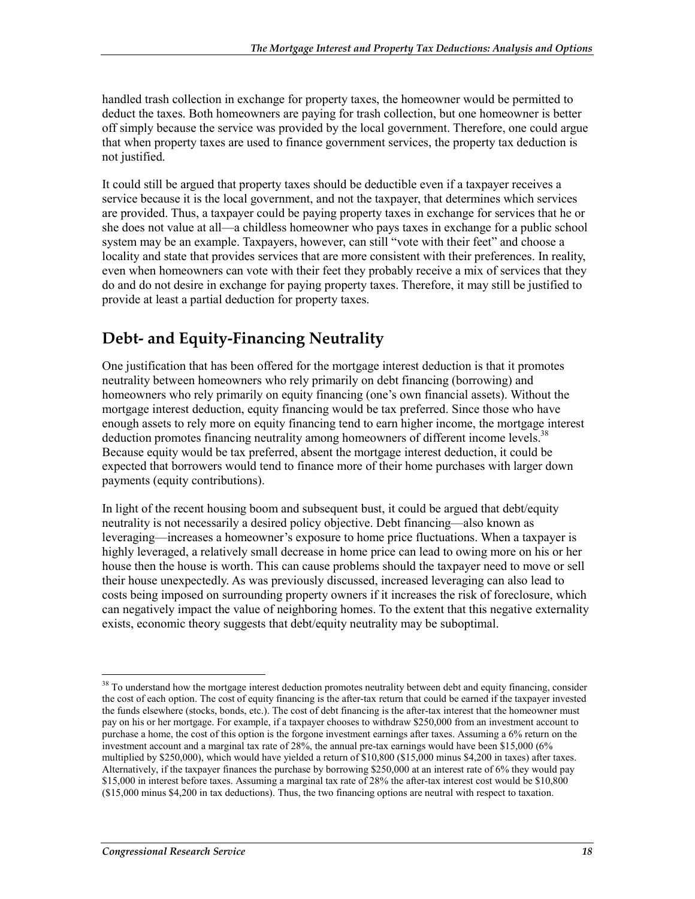handled trash collection in exchange for property taxes, the homeowner would be permitted to deduct the taxes. Both homeowners are paying for trash collection, but one homeowner is better off simply because the service was provided by the local government. Therefore, one could argue that when property taxes are used to finance government services, the property tax deduction is not justified.

It could still be argued that property taxes should be deductible even if a taxpayer receives a service because it is the local government, and not the taxpayer, that determines which services are provided. Thus, a taxpayer could be paying property taxes in exchange for services that he or she does not value at all—a childless homeowner who pays taxes in exchange for a public school system may be an example. Taxpayers, however, can still "vote with their feet" and choose a locality and state that provides services that are more consistent with their preferences. In reality, even when homeowners can vote with their feet they probably receive a mix of services that they do and do not desire in exchange for paying property taxes. Therefore, it may still be justified to provide at least a partial deduction for property taxes.

## Debt- and Equity-Financing Neutrality

One justification that has been offered for the mortgage interest deduction is that it promotes neutrality between homeowners who rely primarily on debt financing (borrowing) and homeowners who rely primarily on equity financing (one's own financial assets). Without the mortgage interest deduction, equity financing would be tax preferred. Since those who have enough assets to rely more on equity financing tend to earn higher income, the mortgage interest deduction promotes financing neutrality among homeowners of different income levels.[38] Because equity would be tax preferred, absent the mortgage interest deduction, it could be expected that borrowers would tend to finance more of their home purchases with larger down payments (equity contributions).

In light of the recent housing boom and subsequent bust, it could be argued that debt/equity neutrality is not necessarily a desired policy objective. Debt financing—also known as leveraging—increases a homeowner's exposure to home price fluctuations. When a taxpayer is highly leveraged, a relatively small decrease in home price can lead to owing more on his or her house then the house is worth. This can cause problems should the taxpayer need to move or sell their house unexpectedly. As was previously discussed, increased leveraging can also lead to costs being imposed on surrounding property owners if it increases the risk of foreclosure, which can negatively impact the value of neighboring homes. To the extent that this negative externality exists, economic theory suggests that debt/equity neutrality may be suboptimal.

---

[38] To understand how the mortgage interest deduction promotes neutrality between debt and equity financing, consider the cost of each option. The cost of equity financing is the after-tax return that could be earned if the taxpayer invested the funds elsewhere (stocks, bonds, etc.). The cost of debt financing is the after-tax interest that the homeowner must pay on his or her mortgage. For example, if a taxpayer chooses to withdraw $250,000 from an investment account to purchase a home, the cost of this option is the forgone investment earnings after taxes. Assuming a 6% return on the investment account and a marginal tax rate of 28%, the annual pre-tax earnings would have been $15,000 (6% multiplied by $250,000), which would have yielded a return of $10,800 ($15,000 minus $4,200 in taxes) after taxes. Alternatively, if the taxpayer finances the purchase by borrowing $250,000 at an interest rate of 6% they would pay $15,000 in interest before taxes. Assuming a marginal tax rate of 28% the after-tax interest cost would be $10,800 ($15,000 minus $4,200 in tax deductions). Thus, the two financing options are neutral with respect to taxation.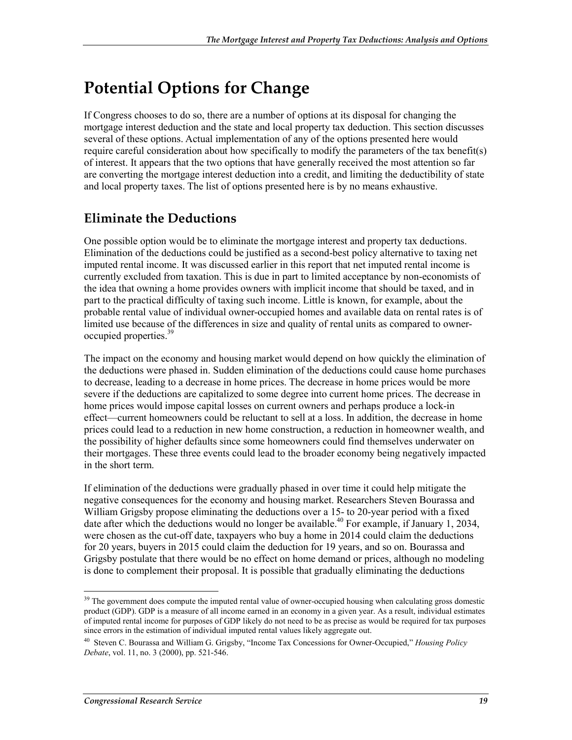# Potential Options for Change

If Congress chooses to do so, there are a number of options at its disposal for changing the mortgage interest deduction and the state and local property tax deduction. This section discusses several of these options. Actual implementation of any of the options presented here would require careful consideration about how specifically to modify the parameters of the tax benefit(s) of interest. It appears that the two options that have generally received the most attention so far are converting the mortgage interest deduction into a credit, and limiting the deductibility of state and local property taxes. The list of options presented here is by no means exhaustive.

## Eliminate the Deductions

One possible option would be to eliminate the mortgage interest and property tax deductions. Elimination of the deductions could be justified as a second-best policy alternative to taxing net imputed rental income. It was discussed earlier in this report that net imputed rental income is currently excluded from taxation. This is due in part to limited acceptance by non-economists of the idea that owning a home provides owners with implicit income that should be taxed, and in part to the practical difficulty of taxing such income. Little is known, for example, about the probable rental value of individual owner-occupied homes and available data on rental rates is of limited use because of the differences in size and quality of rental units as compared to owner-occupied properties.[39]

The impact on the economy and housing market would depend on how quickly the elimination of the deductions were phased in. Sudden elimination of the deductions could cause home purchases to decrease, leading to a decrease in home prices. The decrease in home prices would be more severe if the deductions are capitalized to some degree into current home prices. The decrease in home prices would impose capital losses on current owners and perhaps produce a lock-in effect—current homeowners could be reluctant to sell at a loss. In addition, the decrease in home prices could lead to a reduction in new home construction, a reduction in homeowner wealth, and the possibility of higher defaults since some homeowners could find themselves underwater on their mortgages. These three events could lead to the broader economy being negatively impacted in the short term.

If elimination of the deductions were gradually phased in over time it could help mitigate the negative consequences for the economy and housing market. Researchers Steven Bourassa and William Grigsby propose eliminating the deductions over a 15- to 20-year period with a fixed date after which the deductions would no longer be available.[40] For example, if January 1, 2034, were chosen as the cut-off date, taxpayers who buy a home in 2014 could claim the deductions for 20 years, buyers in 2015 could claim the deduction for 19 years, and so on. Bourassa and Grigsby postulate that there would be no effect on home demand or prices, although no modeling is done to complement their proposal. It is possible that gradually eliminating the deductions

---

[39] The government does compute the imputed rental value of owner-occupied housing when calculating gross domestic product (GDP). GDP is a measure of all income earned in an economy in a given year. As a result, individual estimates of imputed rental income for purposes of GDP likely do not need to be as precise as would be required for tax purposes since errors in the estimation of individual imputed rental values likely aggregate out.

[40] Steven C. Bourassa and William G. Grigsby, "Income Tax Concessions for Owner-Occupied," *Housing Policy Debate*, vol. 11, no. 3 (2000), pp. 521-546.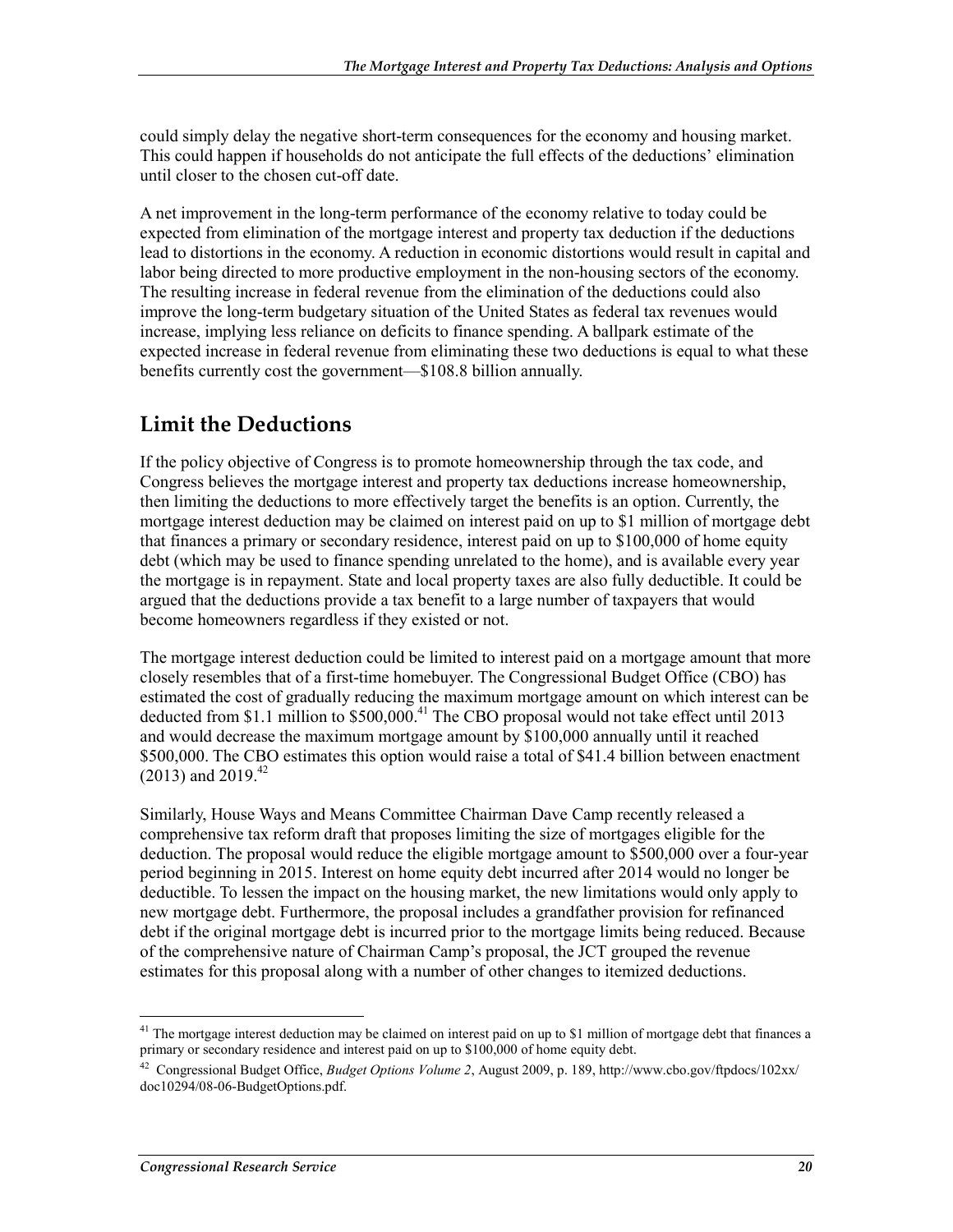could simply delay the negative short-term consequences for the economy and housing market. This could happen if households do not anticipate the full effects of the deductions' elimination until closer to the chosen cut-off date.

A net improvement in the long-term performance of the economy relative to today could be expected from elimination of the mortgage interest and property tax deduction if the deductions lead to distortions in the economy. A reduction in economic distortions would result in capital and labor being directed to more productive employment in the non-housing sectors of the economy. The resulting increase in federal revenue from the elimination of the deductions could also improve the long-term budgetary situation of the United States as federal tax revenues would increase, implying less reliance on deficits to finance spending. A ballpark estimate of the expected increase in federal revenue from eliminating these two deductions is equal to what these benefits currently cost the government—$108.8 billion annually.

## Limit the Deductions

If the policy objective of Congress is to promote homeownership through the tax code, and Congress believes the mortgage interest and property tax deductions increase homeownership, then limiting the deductions to more effectively target the benefits is an option. Currently, the mortgage interest deduction may be claimed on interest paid on up to $1 million of mortgage debt that finances a primary or secondary residence, interest paid on up to $100,000 of home equity debt (which may be used to finance spending unrelated to the home), and is available every year the mortgage is in repayment. State and local property taxes are also fully deductible. It could be argued that the deductions provide a tax benefit to a large number of taxpayers that would become homeowners regardless if they existed or not.

The mortgage interest deduction could be limited to interest paid on a mortgage amount that more closely resembles that of a first-time homebuyer. The Congressional Budget Office (CBO) has estimated the cost of gradually reducing the maximum mortgage amount on which interest can be deducted from $1.1 million to $500,000.[41] The CBO proposal would not take effect until 2013 and would decrease the maximum mortgage amount by $100,000 annually until it reached $500,000. The CBO estimates this option would raise a total of $41.4 billion between enactment (2013) and 2019.[42]

Similarly, House Ways and Means Committee Chairman Dave Camp recently released a comprehensive tax reform draft that proposes limiting the size of mortgages eligible for the deduction. The proposal would reduce the eligible mortgage amount to $500,000 over a four-year period beginning in 2015. Interest on home equity debt incurred after 2014 would no longer be deductible. To lessen the impact on the housing market, the new limitations would only apply to new mortgage debt. Furthermore, the proposal includes a grandfather provision for refinanced debt if the original mortgage debt is incurred prior to the mortgage limits being reduced. Because of the comprehensive nature of Chairman Camp's proposal, the JCT grouped the revenue estimates for this proposal along with a number of other changes to itemized deductions.

---

[41] The mortgage interest deduction may be claimed on interest paid on up to $1 million of mortgage debt that finances a primary or secondary residence and interest paid on up to $100,000 of home equity debt.

[42] Congressional Budget Office, *Budget Options Volume 2*, August 2009, p. 189, http://www.cbo.gov/ftpdocs/102xx/doc10294/08-06-BudgetOptions.pdf.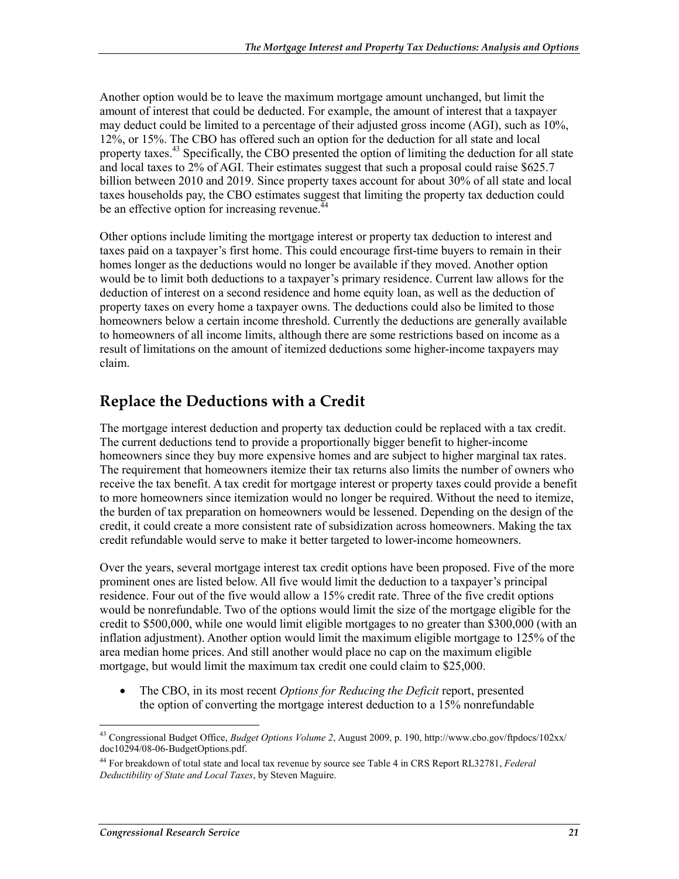Another option would be to leave the maximum mortgage amount unchanged, but limit the amount of interest that could be deducted. For example, the amount of interest that a taxpayer may deduct could be limited to a percentage of their adjusted gross income (AGI), such as 10%, 12%, or 15%. The CBO has offered such an option for the deduction for all state and local property taxes.[43] Specifically, the CBO presented the option of limiting the deduction for all state and local taxes to 2% of AGI. Their estimates suggest that such a proposal could raise $625.7 billion between 2010 and 2019. Since property taxes account for about 30% of all state and local taxes households pay, the CBO estimates suggest that limiting the property tax deduction could be an effective option for increasing revenue.[44]

Other options include limiting the mortgage interest or property tax deduction to interest and taxes paid on a taxpayer's first home. This could encourage first-time buyers to remain in their homes longer as the deductions would no longer be available if they moved. Another option would be to limit both deductions to a taxpayer's primary residence. Current law allows for the deduction of interest on a second residence and home equity loan, as well as the deduction of property taxes on every home a taxpayer owns. The deductions could also be limited to those homeowners below a certain income threshold. Currently the deductions are generally available to homeowners of all income limits, although there are some restrictions based on income as a result of limitations on the amount of itemized deductions some higher-income taxpayers may claim.

## Replace the Deductions with a Credit

The mortgage interest deduction and property tax deduction could be replaced with a tax credit. The current deductions tend to provide a proportionally bigger benefit to higher-income homeowners since they buy more expensive homes and are subject to higher marginal tax rates. The requirement that homeowners itemize their tax returns also limits the number of owners who receive the tax benefit. A tax credit for mortgage interest or property taxes could provide a benefit to more homeowners since itemization would no longer be required. Without the need to itemize, the burden of tax preparation on homeowners would be lessened. Depending on the design of the credit, it could create a more consistent rate of subsidization across homeowners. Making the tax credit refundable would serve to make it better targeted to lower-income homeowners.

Over the years, several mortgage interest tax credit options have been proposed. Five of the more prominent ones are listed below. All five would limit the deduction to a taxpayer's principal residence. Four out of the five would allow a 15% credit rate. Three of the five credit options would be nonrefundable. Two of the options would limit the size of the mortgage eligible for the credit to $500,000, while one would limit eligible mortgages to no greater than $300,000 (with an inflation adjustment). Another option would limit the maximum eligible mortgage to 125% of the area median home prices. And still another would place no cap on the maximum eligible mortgage, but would limit the maximum tax credit one could claim to $25,000.

- The CBO, in its most recent *Options for Reducing the Deficit* report, presented the option of converting the mortgage interest deduction to a 15% nonrefundable

---

[43] Congressional Budget Office, *Budget Options Volume 2*, August 2009, p. 190, http://www.cbo.gov/ftpdocs/102xx/doc10294/08-06-BudgetOptions.pdf.

[44] For breakdown of total state and local tax revenue by source see Table 4 in CRS Report RL32781, *Federal Deductibility of State and Local Taxes*, by Steven Maguire.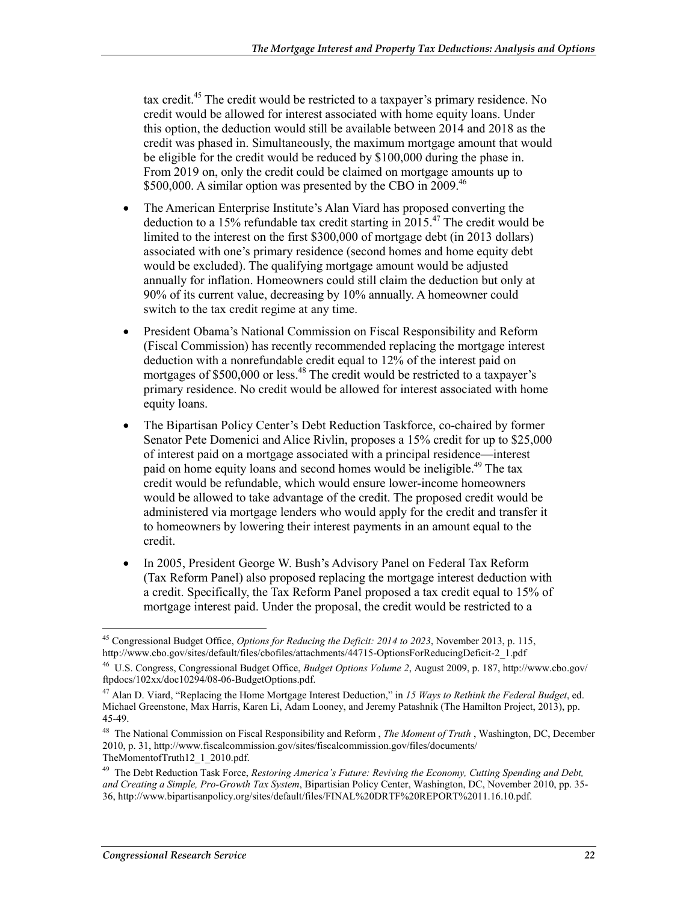tax credit.[45] The credit would be restricted to a taxpayer's primary residence. No credit would be allowed for interest associated with home equity loans. Under this option, the deduction would still be available between 2014 and 2018 as the credit was phased in. Simultaneously, the maximum mortgage amount that would be eligible for the credit would be reduced by $100,000 during the phase in. From 2019 on, only the credit could be claimed on mortgage amounts up to $500,000. A similar option was presented by the CBO in 2009.[46]

- The American Enterprise Institute's Alan Viard has proposed converting the deduction to a 15% refundable tax credit starting in 2015.[47] The credit would be limited to the interest on the first $300,000 of mortgage debt (in 2013 dollars) associated with one's primary residence (second homes and home equity debt would be excluded). The qualifying mortgage amount would be adjusted annually for inflation. Homeowners could still claim the deduction but only at 90% of its current value, decreasing by 10% annually. A homeowner could switch to the tax credit regime at any time.
- President Obama's National Commission on Fiscal Responsibility and Reform (Fiscal Commission) has recently recommended replacing the mortgage interest deduction with a nonrefundable credit equal to 12% of the interest paid on mortgages of $500,000 or less.[48] The credit would be restricted to a taxpayer's primary residence. No credit would be allowed for interest associated with home equity loans.
- The Bipartisan Policy Center's Debt Reduction Taskforce, co-chaired by former Senator Pete Domenici and Alice Rivlin, proposes a 15% credit for up to $25,000 of interest paid on a mortgage associated with a principal residence—interest paid on home equity loans and second homes would be ineligible.[49] The tax credit would be refundable, which would ensure lower-income homeowners would be allowed to take advantage of the credit. The proposed credit would be administered via mortgage lenders who would apply for the credit and transfer it to homeowners by lowering their interest payments in an amount equal to the credit.
- In 2005, President George W. Bush's Advisory Panel on Federal Tax Reform (Tax Reform Panel) also proposed replacing the mortgage interest deduction with a credit. Specifically, the Tax Reform Panel proposed a tax credit equal to 15% of mortgage interest paid. Under the proposal, the credit would be restricted to a

---

[45] Congressional Budget Office, *Options for Reducing the Deficit: 2014 to 2023*, November 2013, p. 115, http://www.cbo.gov/sites/default/files/cbofiles/attachments/44715-OptionsForReducingDeficit-2_1.pdf

[46] U.S. Congress, Congressional Budget Office, *Budget Options Volume 2*, August 2009, p. 187, http://www.cbo.gov/ftpdocs/102xx/doc10294/08-06-BudgetOptions.pdf.

[47] Alan D. Viard, "Replacing the Home Mortgage Interest Deduction," in *15 Ways to Rethink the Federal Budget*, ed. Michael Greenstone, Max Harris, Karen Li, Adam Looney, and Jeremy Patashnik (The Hamilton Project, 2013), pp. 45-49.

[48] The National Commission on Fiscal Responsibility and Reform , *The Moment of Truth* , Washington, DC, December 2010, p. 31, http://www.fiscalcommission.gov/sites/fiscalcommission.gov/files/documents/TheMomentofTruth12_1_2010.pdf.

[49] The Debt Reduction Task Force, *Restoring America's Future: Reviving the Economy, Cutting Spending and Debt, and Creating a Simple, Pro-Growth Tax System*, Bipartisian Policy Center, Washington, DC, November 2010, pp. 35-36, http://www.bipartisanpolicy.org/sites/default/files/FINAL%20DRTF%20REPORT%2011.16.10.pdf.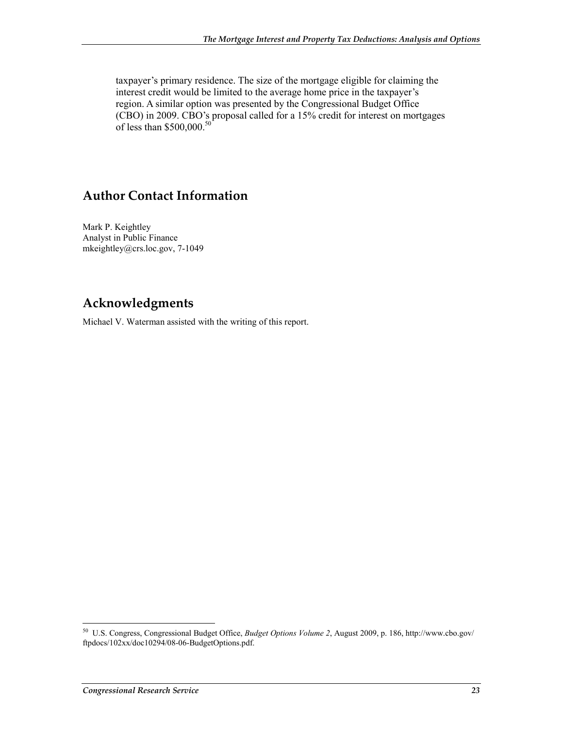taxpayer's primary residence. The size of the mortgage eligible for claiming the interest credit would be limited to the average home price in the taxpayer's region. A similar option was presented by the Congressional Budget Office (CBO) in 2009. CBO's proposal called for a 15% credit for interest on mortgages of less than $500,000.[50]

## Author Contact Information

Mark P. Keightley
Analyst in Public Finance
mkeightley@crs.loc.gov, 7-1049

## Acknowledgments

Michael V. Waterman assisted with the writing of this report.

---

[50] U.S. Congress, Congressional Budget Office, *Budget Options Volume 2*, August 2009, p. 186, http://www.cbo.gov/ftpdocs/102xx/doc10294/08-06-BudgetOptions.pdf.